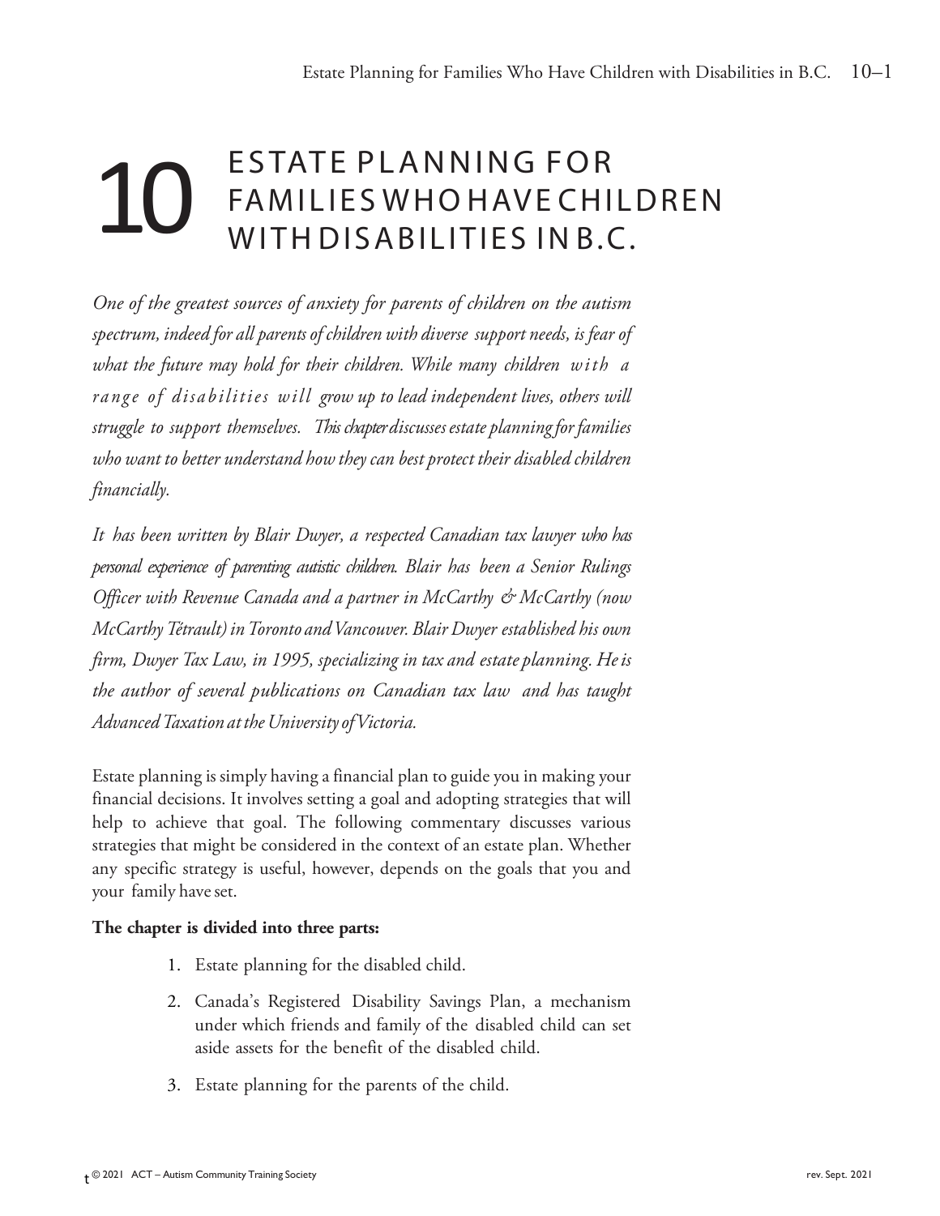# 10 ESTATE PLANNING FOR FAMILIES WHO HAVE CHILDREN WITH DISABILITIES IN B.C.

*One of the greatest sources of anxiety for parents of children on the autism spectrum, indeed for all parents of children with diverse support needs, is fear of what the future may hold for their children. While many children with a range of disabilities will grow up to lead independent lives, others will struggle to support themselves. This chapter discusses estate planning for families who want to better understand how they can best protect their disabled children financially.*

*It has been written by Blair Dwyer, a respected Canadian tax lawyer who has personal experience of parenting autistic children. Blair has been a Senior Rulings Officer with Revenue Canada and a partner in McCarthy & McCarthy (now McCarthy Tétrault) in Toronto and Vancouver. Blair Dwyer established his own firm, Dwyer Tax Law, in 1995, specializing in tax and estate planning. He is the author of several publications on Canadian tax law and has taught Advanced Taxation at the University of Victoria.*

Estate planning is simply having a financial plan to guide you in making your financial decisions. It involves setting a goal and adopting strategies that will help to achieve that goal. The following commentary discusses various strategies that might be considered in the context of an estate plan. Whether any specific strategy is useful, however, depends on the goals that you and your family have set.

**The chapter is divided into three parts:**

1. Estate planning for the disabled child.
2. Canada's Registered Disability Savings Plan, a mechanism under which friends and family of the disabled child can set aside assets for the benefit of the disabled child.
3. Estate planning for the parents of the child.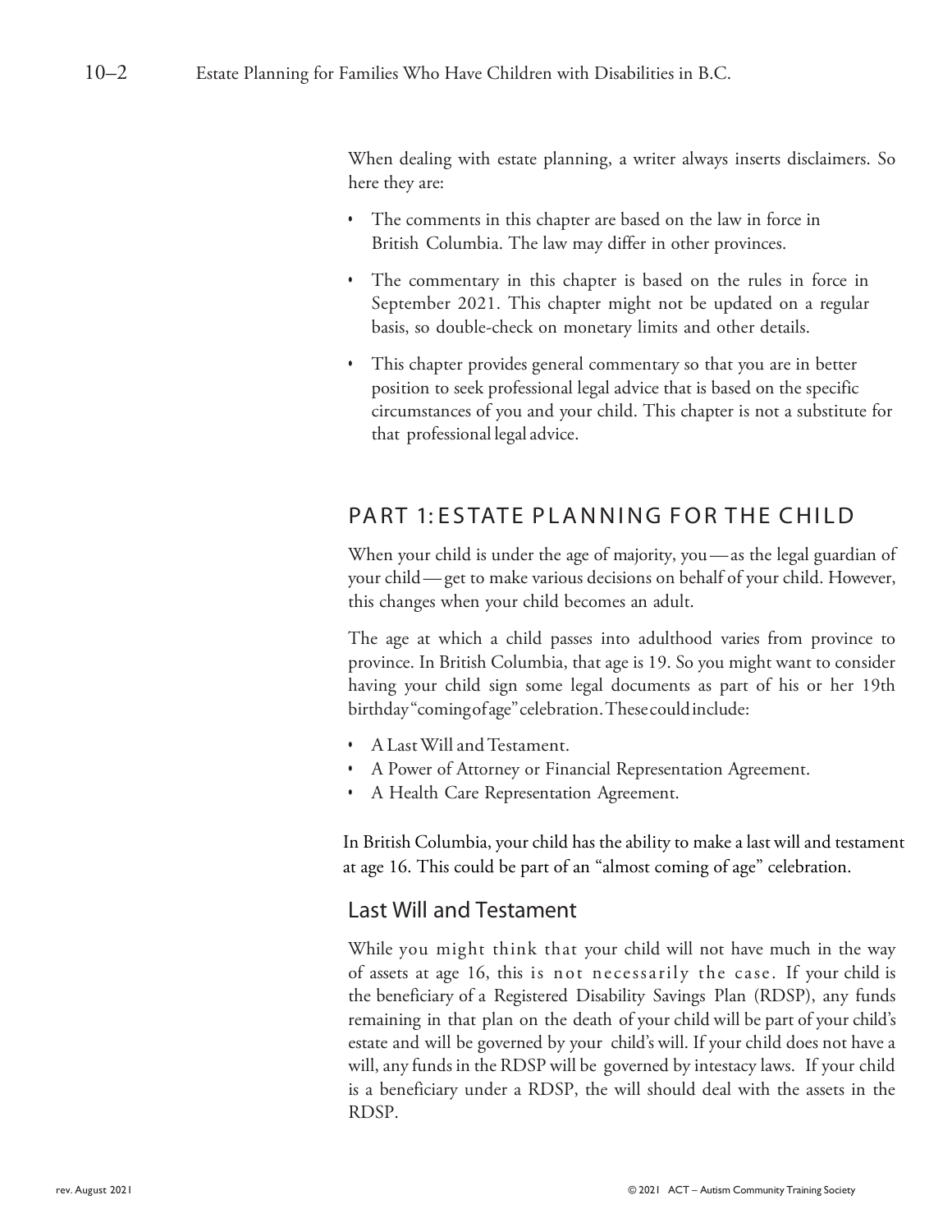When dealing with estate planning, a writer always inserts disclaimers. So here they are:

- The comments in this chapter are based on the law in force in British Columbia. The law may differ in other provinces.
- The commentary in this chapter is based on the rules in force in September 2021. This chapter might not be updated on a regular basis, so double-check on monetary limits and other details.
- This chapter provides general commentary so that you are in better position to seek professional legal advice that is based on the specific circumstances of you and your child. This chapter is not a substitute for that professional legal advice.

## PART 1: ESTATE PLANNING FOR THE CHILD

When your child is under the age of majority, you — as the legal guardian of your child — get to make various decisions on behalf of your child. However, this changes when your child becomes an adult.

The age at which a child passes into adulthood varies from province to province. In British Columbia, that age is 19. So you might want to consider having your child sign some legal documents as part of his or her 19th birthday "coming of age" celebration. These could include:

- A Last Will and Testament.
- A Power of Attorney or Financial Representation Agreement.
- A Health Care Representation Agreement.

In British Columbia, your child has the ability to make a last will and testament at age 16. This could be part of an "almost coming of age" celebration.

### Last Will and Testament

While you might think that your child will not have much in the way of assets at age 16, this is not necessarily the case. If your child is the beneficiary of a Registered Disability Savings Plan (RDSP), any funds remaining in that plan on the death of your child will be part of your child's estate and will be governed by your child's will. If your child does not have a will, any funds in the RDSP will be governed by intestacy laws. If your child is a beneficiary under a RDSP, the will should deal with the assets in the RDSP.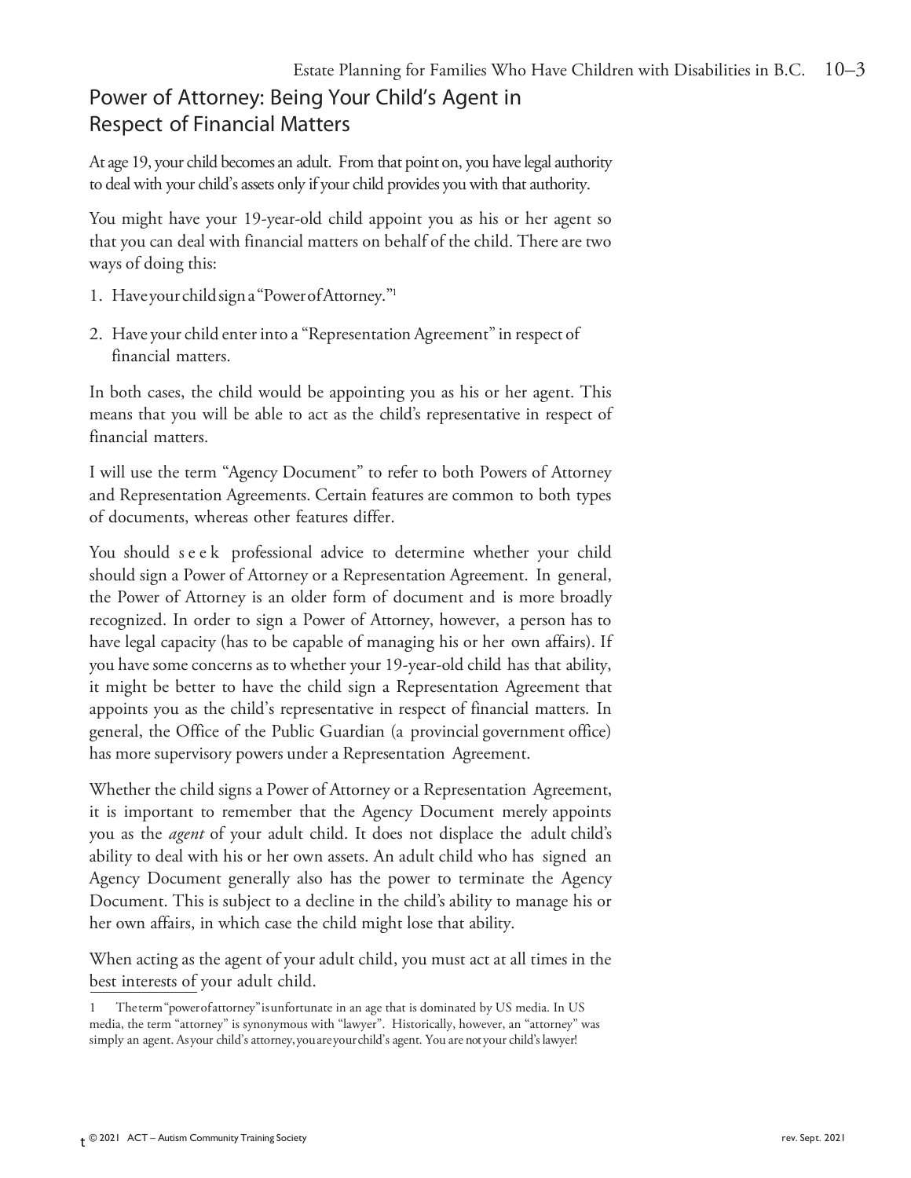## Power of Attorney: Being Your Child's Agent in Respect of Financial Matters

At age 19, your child becomes an adult. From that point on, you have legal authority to deal with your child's assets only if your child provides you with that authority.

You might have your 19-year-old child appoint you as his or her agent so that you can deal with financial matters on behalf of the child. There are two ways of doing this:

1. Have your child sign a "Power of Attorney."[1]
2. Have your child enter into a "Representation Agreement" in respect of financial matters.

In both cases, the child would be appointing you as his or her agent. This means that you will be able to act as the child's representative in respect of financial matters.

I will use the term "Agency Document" to refer to both Powers of Attorney and Representation Agreements. Certain features are common to both types of documents, whereas other features differ.

You should seek professional advice to determine whether your child should sign a Power of Attorney or a Representation Agreement. In general, the Power of Attorney is an older form of document and is more broadly recognized. In order to sign a Power of Attorney, however, a person has to have legal capacity (has to be capable of managing his or her own affairs). If you have some concerns as to whether your 19-year-old child has that ability, it might be better to have the child sign a Representation Agreement that appoints you as the child's representative in respect of financial matters. In general, the Office of the Public Guardian (a provincial government office) has more supervisory powers under a Representation Agreement.

Whether the child signs a Power of Attorney or a Representation Agreement, it is important to remember that the Agency Document merely appoints you as the *agent* of your adult child. It does not displace the adult child's ability to deal with his or her own assets. An adult child who has signed an Agency Document generally also has the power to terminate the Agency Document. This is subject to a decline in the child's ability to manage his or her own affairs, in which case the child might lose that ability.

When acting as the agent of your adult child, you must act at all times in the best interests of your adult child.

1 The term "power of attorney" is unfortunate in an age that is dominated by US media. In US media, the term "attorney" is synonymous with "lawyer". Historically, however, an "attorney" was simply an agent. As your child's attorney, you are your child's agent. You are not your child's lawyer!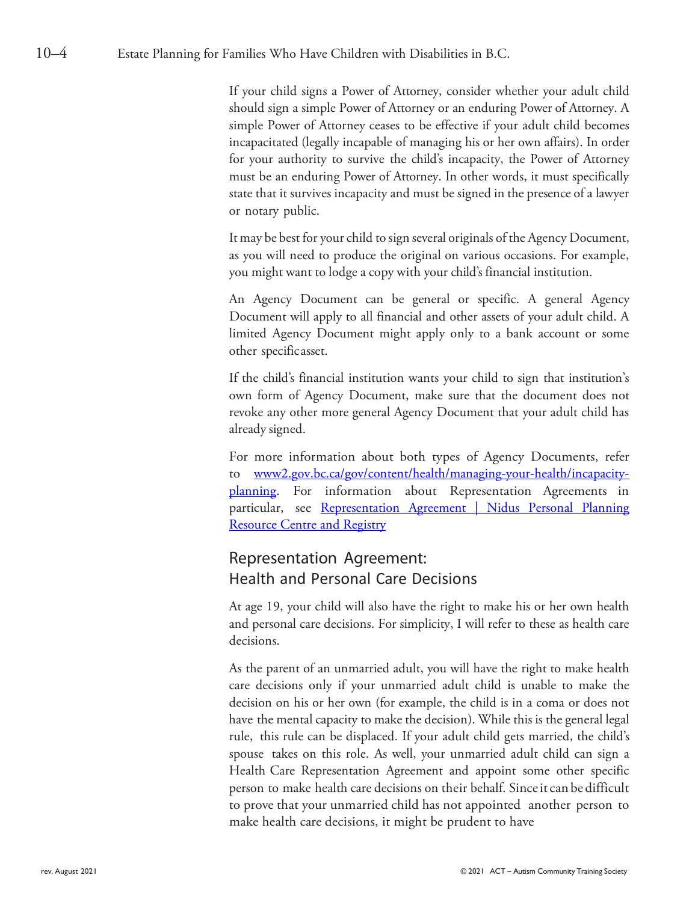If your child signs a Power of Attorney, consider whether your adult child should sign a simple Power of Attorney or an enduring Power of Attorney. A simple Power of Attorney ceases to be effective if your adult child becomes incapacitated (legally incapable of managing his or her own affairs). In order for your authority to survive the child's incapacity, the Power of Attorney must be an enduring Power of Attorney. In other words, it must specifically state that it survives incapacity and must be signed in the presence of a lawyer or notary public.

It may be best for your child to sign several originals of the Agency Document, as you will need to produce the original on various occasions. For example, you might want to lodge a copy with your child's financial institution.

An Agency Document can be general or specific. A general Agency Document will apply to all financial and other assets of your adult child. A limited Agency Document might apply only to a bank account or some other specific asset.

If the child's financial institution wants your child to sign that institution's own form of Agency Document, make sure that the document does not revoke any other more general Agency Document that your adult child has already signed.

For more information about both types of Agency Documents, refer to [www2.gov.bc.ca/gov/content/health/managing-your-health/incapacity-planning](www2.gov.bc.ca/gov/content/health/managing-your-health/incapacity-planning). For information about Representation Agreements in particular, see [Representation Agreement | Nidus Personal Planning Resource Centre and Registry]()

## Representation Agreement: Health and Personal Care Decisions

At age 19, your child will also have the right to make his or her own health and personal care decisions. For simplicity, I will refer to these as health care decisions.

As the parent of an unmarried adult, you will have the right to make health care decisions only if your unmarried adult child is unable to make the decision on his or her own (for example, the child is in a coma or does not have the mental capacity to make the decision). While this is the general legal rule, this rule can be displaced. If your adult child gets married, the child's spouse takes on this role. As well, your unmarried adult child can sign a Health Care Representation Agreement and appoint some other specific person to make health care decisions on their behalf. Since it can be difficult to prove that your unmarried child has not appointed another person to make health care decisions, it might be prudent to have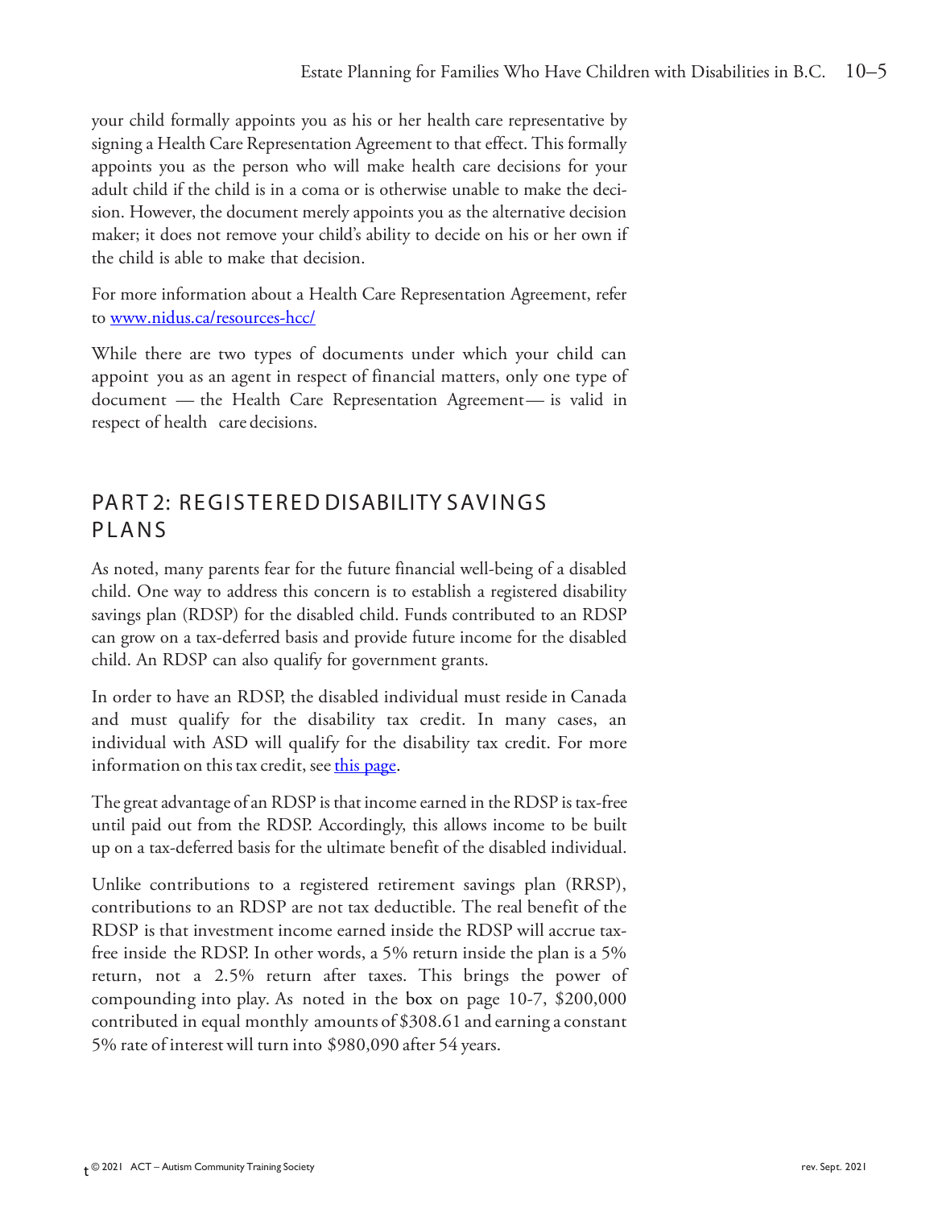your child formally appoints you as his or her health care representative by signing a Health Care Representation Agreement to that effect. This formally appoints you as the person who will make health care decisions for your adult child if the child is in a coma or is otherwise unable to make the decision. However, the document merely appoints you as the alternative decision maker; it does not remove your child's ability to decide on his or her own if the child is able to make that decision.

For more information about a Health Care Representation Agreement, refer to [www.nidus.ca/resources-hcc/](www.nidus.ca/resources-hcc/)

While there are two types of documents under which your child can appoint you as an agent in respect of financial matters, only one type of document — the Health Care Representation Agreement — is valid in respect of health care decisions.

## PART 2: REGISTERED DISABILITY SAVINGS PLANS

As noted, many parents fear for the future financial well-being of a disabled child. One way to address this concern is to establish a registered disability savings plan (RDSP) for the disabled child. Funds contributed to an RDSP can grow on a tax-deferred basis and provide future income for the disabled child. An RDSP can also qualify for government grants.

In order to have an RDSP, the disabled individual must reside in Canada and must qualify for the disability tax credit. In many cases, an individual with ASD will qualify for the disability tax credit. For more information on this tax credit, see this page.

The great advantage of an RDSP is that income earned in the RDSP is tax-free until paid out from the RDSP. Accordingly, this allows income to be built up on a tax-deferred basis for the ultimate benefit of the disabled individual.

Unlike contributions to a registered retirement savings plan (RRSP), contributions to an RDSP are not tax deductible. The real benefit of the RDSP is that investment income earned inside the RDSP will accrue tax-free inside the RDSP. In other words, a 5% return inside the plan is a 5% return, not a 2.5% return after taxes. This brings the power of compounding into play. As noted in the box on page 10-7, $200,000 contributed in equal monthly amounts of $308.61 and earning a constant 5% rate of interest will turn into $980,090 after 54 years.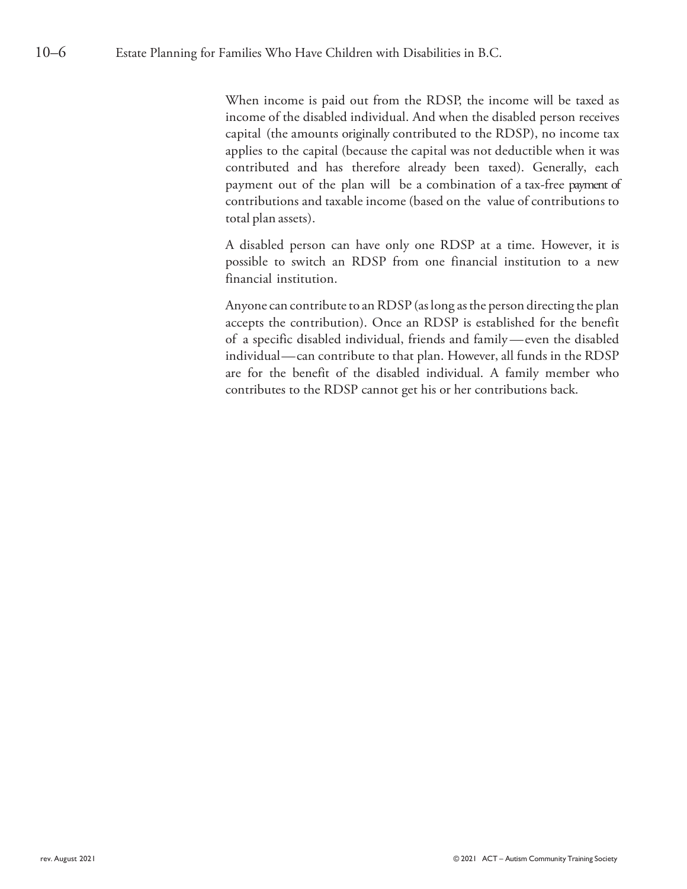When income is paid out from the RDSP, the income will be taxed as income of the disabled individual. And when the disabled person receives capital (the amounts originally contributed to the RDSP), no income tax applies to the capital (because the capital was not deductible when it was contributed and has therefore already been taxed). Generally, each payment out of the plan will be a combination of a tax-free payment of contributions and taxable income (based on the value of contributions to total plan assets).

A disabled person can have only one RDSP at a time. However, it is possible to switch an RDSP from one financial institution to a new financial institution.

Anyone can contribute to an RDSP (as long as the person directing the plan accepts the contribution). Once an RDSP is established for the benefit of a specific disabled individual, friends and family—even the disabled individual—can contribute to that plan. However, all funds in the RDSP are for the benefit of the disabled individual. A family member who contributes to the RDSP cannot get his or her contributions back.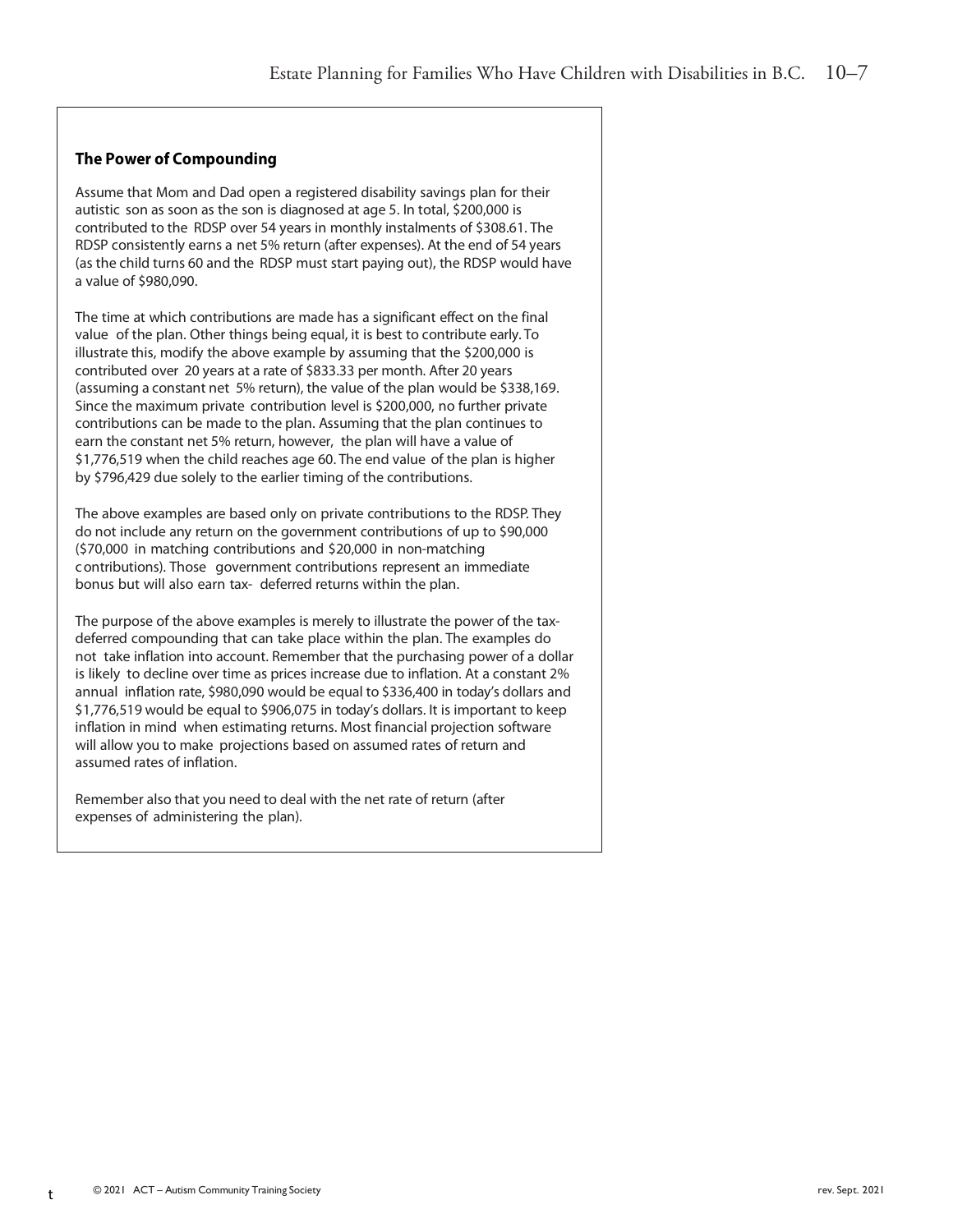### The Power of Compounding

Assume that Mom and Dad open a registered disability savings plan for their autistic son as soon as the son is diagnosed at age 5. In total, $200,000 is contributed to the RDSP over 54 years in monthly instalments of $308.61. The RDSP consistently earns a net 5% return (after expenses). At the end of 54 years (as the child turns 60 and the RDSP must start paying out), the RDSP would have a value of $980,090.

The time at which contributions are made has a significant effect on the final value of the plan. Other things being equal, it is best to contribute early. To illustrate this, modify the above example by assuming that the $200,000 is contributed over 20 years at a rate of $833.33 per month. After 20 years (assuming a constant net 5% return), the value of the plan would be $338,169. Since the maximum private contribution level is $200,000, no further private contributions can be made to the plan. Assuming that the plan continues to earn the constant net 5% return, however, the plan will have a value of $1,776,519 when the child reaches age 60. The end value of the plan is higher by $796,429 due solely to the earlier timing of the contributions.

The above examples are based only on private contributions to the RDSP. They do not include any return on the government contributions of up to $90,000 ($70,000 in matching contributions and $20,000 in non-matching contributions). Those government contributions represent an immediate bonus but will also earn tax- deferred returns within the plan.

The purpose of the above examples is merely to illustrate the power of the tax-deferred compounding that can take place within the plan. The examples do not take inflation into account. Remember that the purchasing power of a dollar is likely to decline over time as prices increase due to inflation. At a constant 2% annual inflation rate, $980,090 would be equal to $336,400 in today's dollars and $1,776,519 would be equal to $906,075 in today's dollars. It is important to keep inflation in mind when estimating returns. Most financial projection software will allow you to make projections based on assumed rates of return and assumed rates of inflation.

Remember also that you need to deal with the net rate of return (after expenses of administering the plan).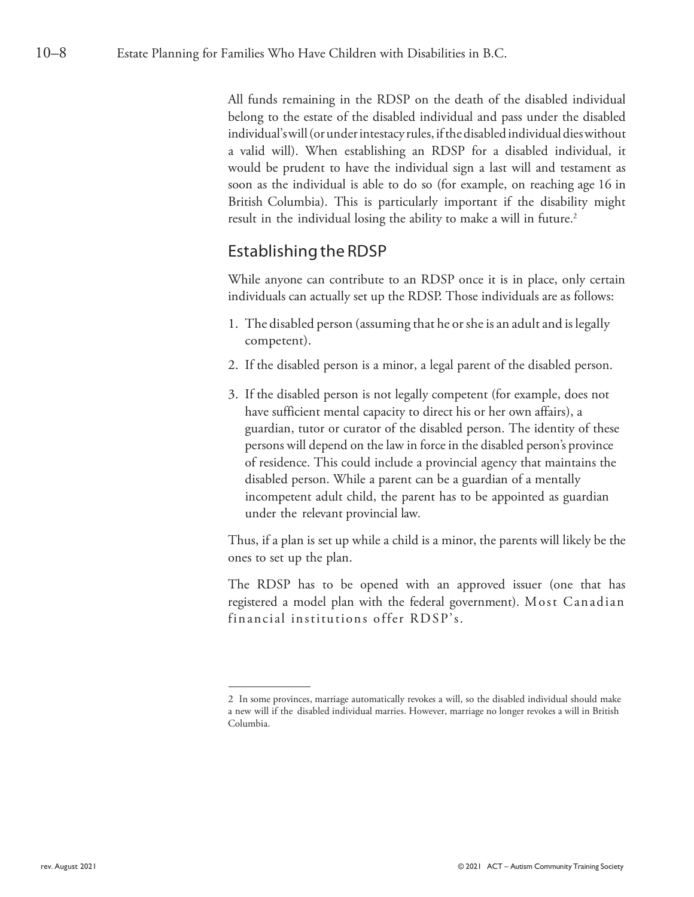All funds remaining in the RDSP on the death of the disabled individual belong to the estate of the disabled individual and pass under the disabled individual's will (or under intestacy rules, if the disabled individual dies without a valid will). When establishing an RDSP for a disabled individual, it would be prudent to have the individual sign a last will and testament as soon as the individual is able to do so (for example, on reaching age 16 in British Columbia). This is particularly important if the disability might result in the individual losing the ability to make a will in future.[2]

## Establishing the RDSP

While anyone can contribute to an RDSP once it is in place, only certain individuals can actually set up the RDSP. Those individuals are as follows:

1. The disabled person (assuming that he or she is an adult and is legally competent).
2. If the disabled person is a minor, a legal parent of the disabled person.
3. If the disabled person is not legally competent (for example, does not have sufficient mental capacity to direct his or her own affairs), a guardian, tutor or curator of the disabled person. The identity of these persons will depend on the law in force in the disabled person's province of residence. This could include a provincial agency that maintains the disabled person. While a parent can be a guardian of a mentally incompetent adult child, the parent has to be appointed as guardian under the relevant provincial law.

Thus, if a plan is set up while a child is a minor, the parents will likely be the ones to set up the plan.

The RDSP has to be opened with an approved issuer (one that has registered a model plan with the federal government). Most Canadian financial institutions offer RDSP's.

---

2 In some provinces, marriage automatically revokes a will, so the disabled individual should make a new will if the disabled individual marries. However, marriage no longer revokes a will in British Columbia.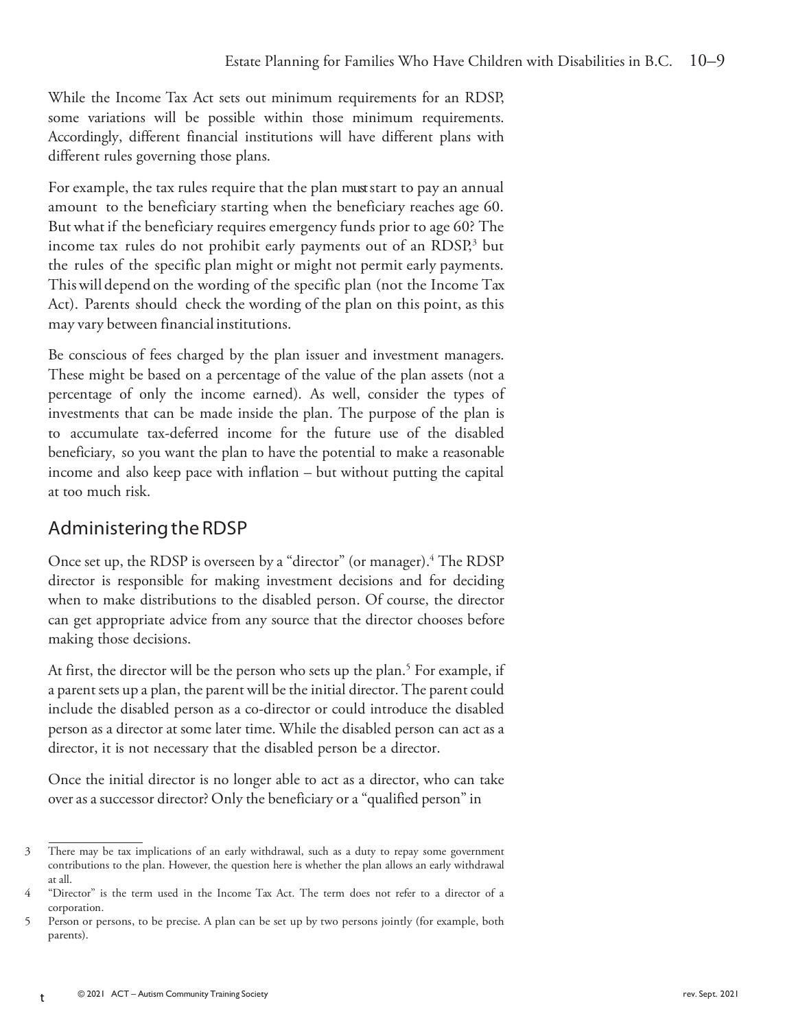While the Income Tax Act sets out minimum requirements for an RDSP, some variations will be possible within those minimum requirements. Accordingly, different financial institutions will have different plans with different rules governing those plans.

For example, the tax rules require that the plan *must* start to pay an annual amount to the beneficiary starting when the beneficiary reaches age 60. But what if the beneficiary requires emergency funds prior to age 60? The income tax rules do not prohibit early payments out of an RDSP,[3] but the rules of the specific plan might or might not permit early payments. This will depend on the wording of the specific plan (not the Income Tax Act). Parents should check the wording of the plan on this point, as this may vary between financial institutions.

Be conscious of fees charged by the plan issuer and investment managers. These might be based on a percentage of the value of the plan assets (not a percentage of only the income earned). As well, consider the types of investments that can be made inside the plan. The purpose of the plan is to accumulate tax-deferred income for the future use of the disabled beneficiary, so you want the plan to have the potential to make a reasonable income and also keep pace with inflation – but without putting the capital at too much risk.

## Administering the RDSP

Once set up, the RDSP is overseen by a "director" (or manager).[4] The RDSP director is responsible for making investment decisions and for deciding when to make distributions to the disabled person. Of course, the director can get appropriate advice from any source that the director chooses before making those decisions.

At first, the director will be the person who sets up the plan.[5] For example, if a parent sets up a plan, the parent will be the initial director. The parent could include the disabled person as a co-director or could introduce the disabled person as a director at some later time. While the disabled person can act as a director, it is not necessary that the disabled person be a director.

Once the initial director is no longer able to act as a director, who can take over as a successor director? Only the beneficiary or a "qualified person" in

---

3 There may be tax implications of an early withdrawal, such as a duty to repay some government contributions to the plan. However, the question here is whether the plan allows an early withdrawal at all.

4 "Director" is the term used in the Income Tax Act. The term does not refer to a director of a corporation.

5 Person or persons, to be precise. A plan can be set up by two persons jointly (for example, both parents).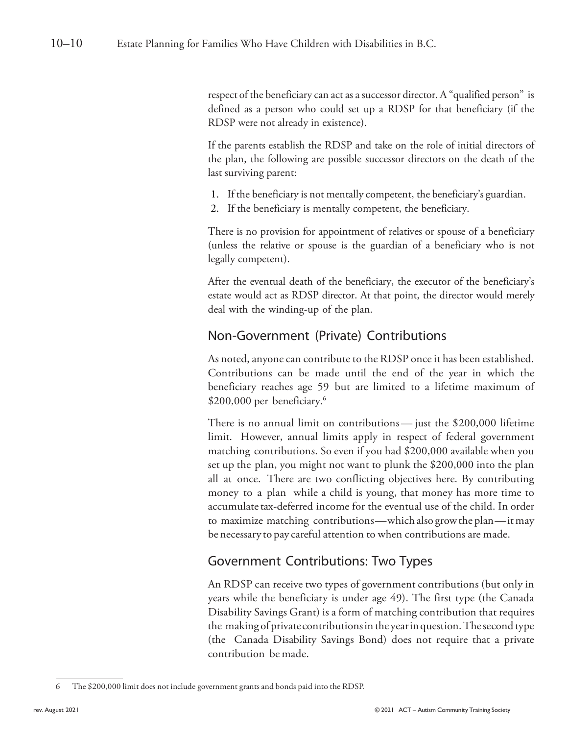respect of the beneficiary can act as a successor director. A "qualified person" is defined as a person who could set up a RDSP for that beneficiary (if the RDSP were not already in existence).

If the parents establish the RDSP and take on the role of initial directors of the plan, the following are possible successor directors on the death of the last surviving parent:

1. If the beneficiary is not mentally competent, the beneficiary's guardian.
2. If the beneficiary is mentally competent, the beneficiary.

There is no provision for appointment of relatives or spouse of a beneficiary (unless the relative or spouse is the guardian of a beneficiary who is not legally competent).

After the eventual death of the beneficiary, the executor of the beneficiary's estate would act as RDSP director. At that point, the director would merely deal with the winding-up of the plan.

## Non-Government (Private) Contributions

As noted, anyone can contribute to the RDSP once it has been established. Contributions can be made until the end of the year in which the beneficiary reaches age 59 but are limited to a lifetime maximum of $200,000 per beneficiary.[6]

There is no annual limit on contributions — just the $200,000 lifetime limit. However, annual limits apply in respect of federal government matching contributions. So even if you had $200,000 available when you set up the plan, you might not want to plunk the $200,000 into the plan all at once. There are two conflicting objectives here. By contributing money to a plan while a child is young, that money has more time to accumulate tax-deferred income for the eventual use of the child. In order to maximize matching contributions—which also grow the plan—it may be necessary to pay careful attention to when contributions are made.

## Government Contributions: Two Types

An RDSP can receive two types of government contributions (but only in years while the beneficiary is under age 49). The first type (the Canada Disability Savings Grant) is a form of matching contribution that requires the making of private contributions in the year in question. The second type (the Canada Disability Savings Bond) does not require that a private contribution be made.

6 The $200,000 limit does not include government grants and bonds paid into the RDSP.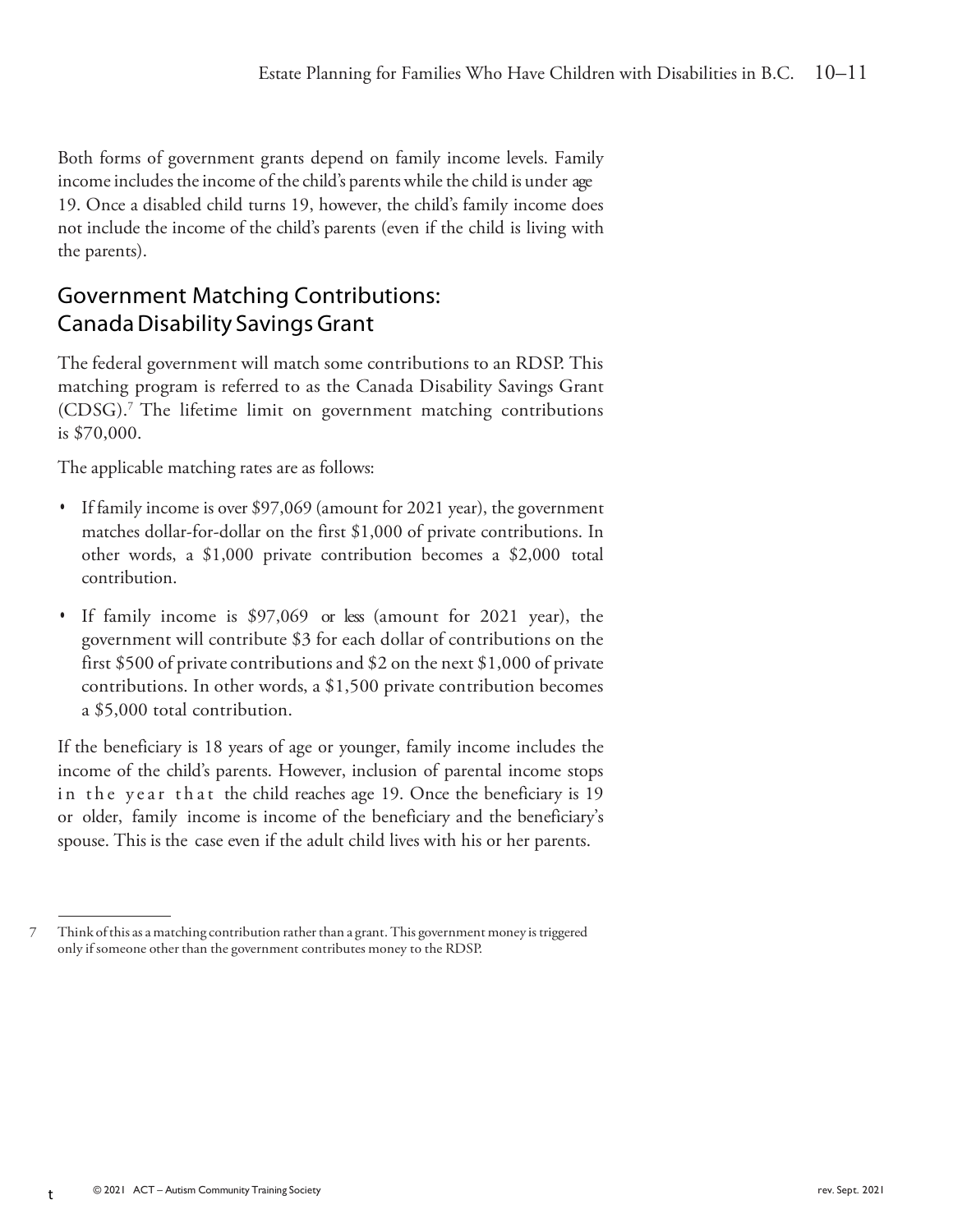Both forms of government grants depend on family income levels. Family income includes the income of the child's parents while the child is under age 19. Once a disabled child turns 19, however, the child's family income does not include the income of the child's parents (even if the child is living with the parents).

## Government Matching Contributions: Canada Disability Savings Grant

The federal government will match some contributions to an RDSP. This matching program is referred to as the Canada Disability Savings Grant (CDSG).[7] The lifetime limit on government matching contributions is $70,000.

The applicable matching rates are as follows:

- If family income is over $97,069 (amount for 2021 year), the government matches dollar-for-dollar on the first $1,000 of private contributions. In other words, a $1,000 private contribution becomes a $2,000 total contribution.
- If family income is $97,069 or less (amount for 2021 year), the government will contribute $3 for each dollar of contributions on the first $500 of private contributions and $2 on the next $1,000 of private contributions. In other words, a $1,500 private contribution becomes a $5,000 total contribution.

If the beneficiary is 18 years of age or younger, family income includes the income of the child's parents. However, inclusion of parental income stops in the year that the child reaches age 19. Once the beneficiary is 19 or older, family income is income of the beneficiary and the beneficiary's spouse. This is the case even if the adult child lives with his or her parents.

---

7 Think of this as a matching contribution rather than a grant. This government money is triggered only if someone other than the government contributes money to the RDSP.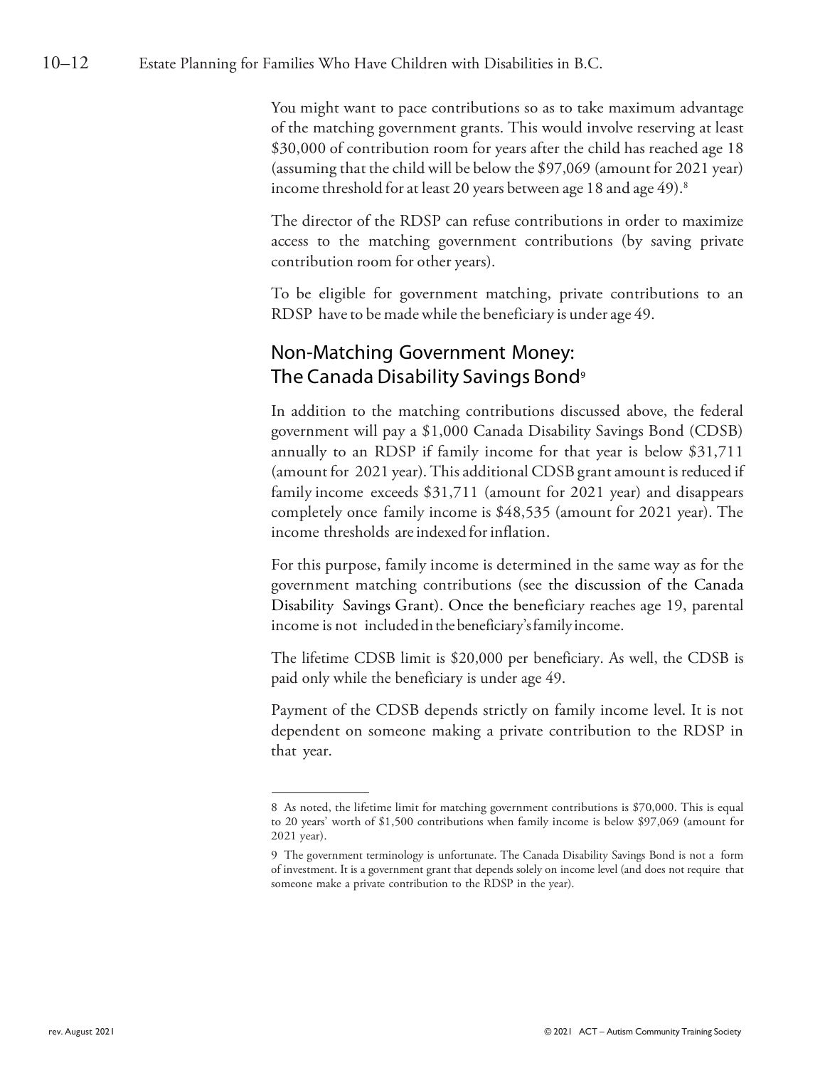You might want to pace contributions so as to take maximum advantage of the matching government grants. This would involve reserving at least $30,000 of contribution room for years after the child has reached age 18 (assuming that the child will be below the $97,069 (amount for 2021 year) income threshold for at least 20 years between age 18 and age 49).[8]

The director of the RDSP can refuse contributions in order to maximize access to the matching government contributions (by saving private contribution room for other years).

To be eligible for government matching, private contributions to an RDSP have to be made while the beneficiary is under age 49.

## Non-Matching Government Money: The Canada Disability Savings Bond[9]

In addition to the matching contributions discussed above, the federal government will pay a $1,000 Canada Disability Savings Bond (CDSB) annually to an RDSP if family income for that year is below $31,711 (amount for 2021 year). This additional CDSB grant amount is reduced if family income exceeds $31,711 (amount for 2021 year) and disappears completely once family income is $48,535 (amount for 2021 year). The income thresholds are indexed for inflation.

For this purpose, family income is determined in the same way as for the government matching contributions (see the discussion of the Canada Disability Savings Grant). Once the beneficiary reaches age 19, parental income is not included in the beneficiary's family income.

The lifetime CDSB limit is $20,000 per beneficiary. As well, the CDSB is paid only while the beneficiary is under age 49.

Payment of the CDSB depends strictly on family income level. It is not dependent on someone making a private contribution to the RDSP in that year.

---

8 As noted, the lifetime limit for matching government contributions is $70,000. This is equal to 20 years' worth of $1,500 contributions when family income is below $97,069 (amount for 2021 year).

9 The government terminology is unfortunate. The Canada Disability Savings Bond is not a form of investment. It is a government grant that depends solely on income level (and does not require that someone make a private contribution to the RDSP in the year).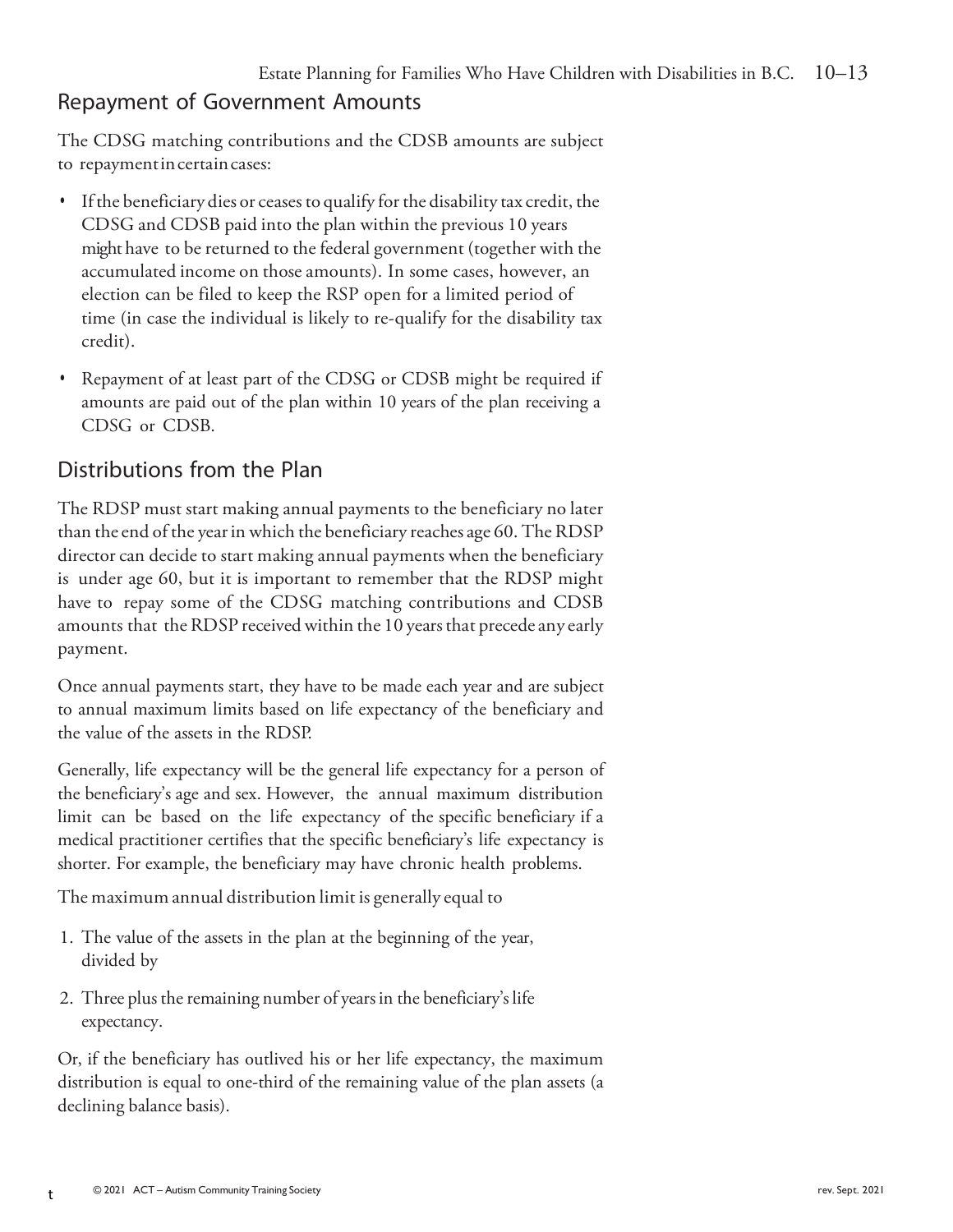## Repayment of Government Amounts

The CDSG matching contributions and the CDSB amounts are subject to repayment in certain cases:

- If the beneficiary dies or ceases to qualify for the disability tax credit, the CDSG and CDSB paid into the plan within the previous 10 years might have to be returned to the federal government (together with the accumulated income on those amounts). In some cases, however, an election can be filed to keep the RSP open for a limited period of time (in case the individual is likely to re-qualify for the disability tax credit).
- Repayment of at least part of the CDSG or CDSB might be required if amounts are paid out of the plan within 10 years of the plan receiving a CDSG or CDSB.

## Distributions from the Plan

The RDSP must start making annual payments to the beneficiary no later than the end of the year in which the beneficiary reaches age 60. The RDSP director can decide to start making annual payments when the beneficiary is under age 60, but it is important to remember that the RDSP might have to repay some of the CDSG matching contributions and CDSB amounts that the RDSP received within the 10 years that precede any early payment.

Once annual payments start, they have to be made each year and are subject to annual maximum limits based on life expectancy of the beneficiary and the value of the assets in the RDSP.

Generally, life expectancy will be the general life expectancy for a person of the beneficiary's age and sex. However, the annual maximum distribution limit can be based on the life expectancy of the specific beneficiary if a medical practitioner certifies that the specific beneficiary's life expectancy is shorter. For example, the beneficiary may have chronic health problems.

The maximum annual distribution limit is generally equal to

1. The value of the assets in the plan at the beginning of the year, divided by
2. Three plus the remaining number of years in the beneficiary's life expectancy.

Or, if the beneficiary has outlived his or her life expectancy, the maximum distribution is equal to one-third of the remaining value of the plan assets (a declining balance basis).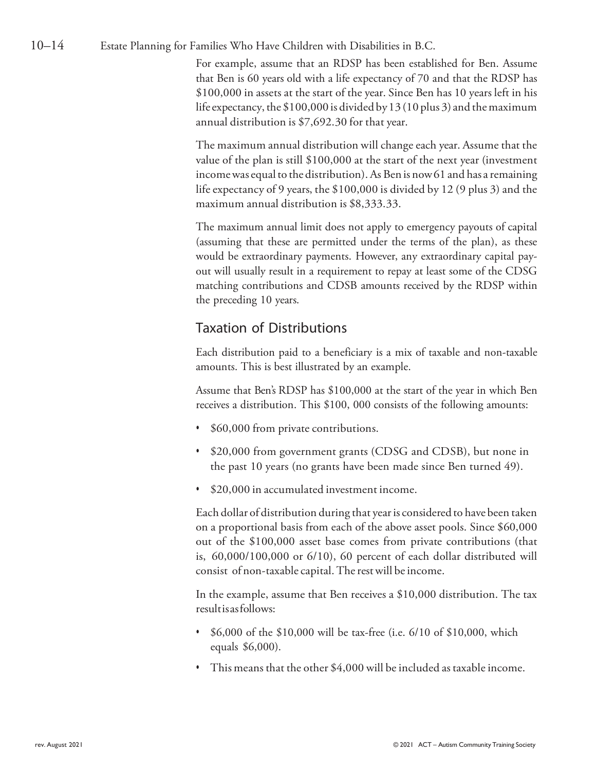For example, assume that an RDSP has been established for Ben. Assume that Ben is 60 years old with a life expectancy of 70 and that the RDSP has $100,000 in assets at the start of the year. Since Ben has 10 years left in his life expectancy, the $100,000 is divided by 13 (10 plus 3) and the maximum annual distribution is $7,692.30 for that year.

The maximum annual distribution will change each year. Assume that the value of the plan is still $100,000 at the start of the next year (investment income was equal to the distribution). As Ben is now 61 and has a remaining life expectancy of 9 years, the $100,000 is divided by 12 (9 plus 3) and the maximum annual distribution is $8,333.33.

The maximum annual limit does not apply to emergency payouts of capital (assuming that these are permitted under the terms of the plan), as these would be extraordinary payments. However, any extraordinary capital payout will usually result in a requirement to repay at least some of the CDSG matching contributions and CDSB amounts received by the RDSP within the preceding 10 years.

## Taxation of Distributions

Each distribution paid to a beneficiary is a mix of taxable and non-taxable amounts. This is best illustrated by an example.

Assume that Ben's RDSP has $100,000 at the start of the year in which Ben receives a distribution. This $100, 000 consists of the following amounts:

- $60,000 from private contributions.
- $20,000 from government grants (CDSG and CDSB), but none in the past 10 years (no grants have been made since Ben turned 49).
- $20,000 in accumulated investment income.

Each dollar of distribution during that year is considered to have been taken on a proportional basis from each of the above asset pools. Since $60,000 out of the $100,000 asset base comes from private contributions (that is, 60,000/100,000 or 6/10), 60 percent of each dollar distributed will consist of non-taxable capital. The rest will be income.

In the example, assume that Ben receives a $10,000 distribution. The tax result is as follows:

- $6,000 of the $10,000 will be tax-free (i.e. 6/10 of $10,000, which equals $6,000).
- This means that the other $4,000 will be included as taxable income.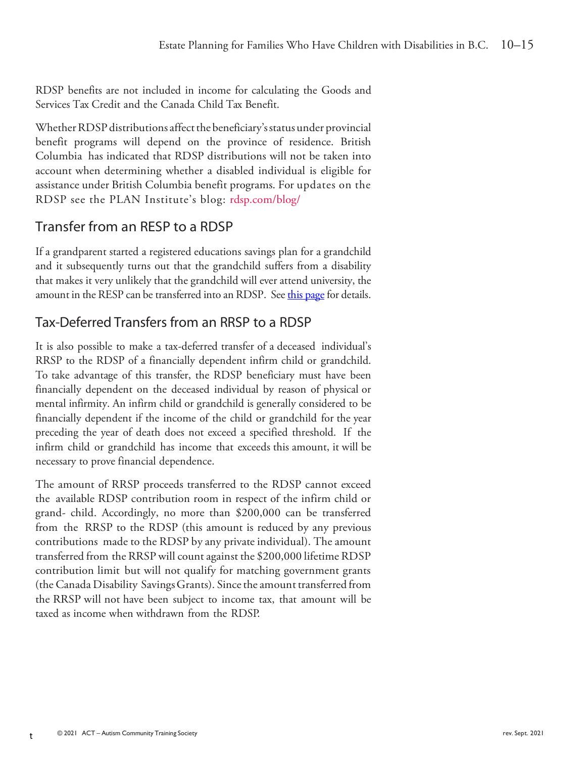RDSP benefits are not included in income for calculating the Goods and Services Tax Credit and the Canada Child Tax Benefit.

Whether RDSP distributions affect the beneficiary's status under provincial benefit programs will depend on the province of residence. British Columbia has indicated that RDSP distributions will not be taken into account when determining whether a disabled individual is eligible for assistance under British Columbia benefit programs. For updates on the RDSP see the PLAN Institute's blog: rdsp.com/blog/

## Transfer from an RESP to a RDSP

If a grandparent started a registered educations savings plan for a grandchild and it subsequently turns out that the grandchild suffers from a disability that makes it very unlikely that the grandchild will ever attend university, the amount in the RESP can be transferred into an RDSP. See this page for details.

## Tax-Deferred Transfers from an RRSP to a RDSP

It is also possible to make a tax-deferred transfer of a deceased individual's RRSP to the RDSP of a financially dependent infirm child or grandchild. To take advantage of this transfer, the RDSP beneficiary must have been financially dependent on the deceased individual by reason of physical or mental infirmity. An infirm child or grandchild is generally considered to be financially dependent if the income of the child or grandchild for the year preceding the year of death does not exceed a specified threshold. If the infirm child or grandchild has income that exceeds this amount, it will be necessary to prove financial dependence.

The amount of RRSP proceeds transferred to the RDSP cannot exceed the available RDSP contribution room in respect of the infirm child or grand- child. Accordingly, no more than $200,000 can be transferred from the RRSP to the RDSP (this amount is reduced by any previous contributions made to the RDSP by any private individual). The amount transferred from the RRSP will count against the $200,000 lifetime RDSP contribution limit but will not qualify for matching government grants (the Canada Disability Savings Grants). Since the amount transferred from the RRSP will not have been subject to income tax, that amount will be taxed as income when withdrawn from the RDSP.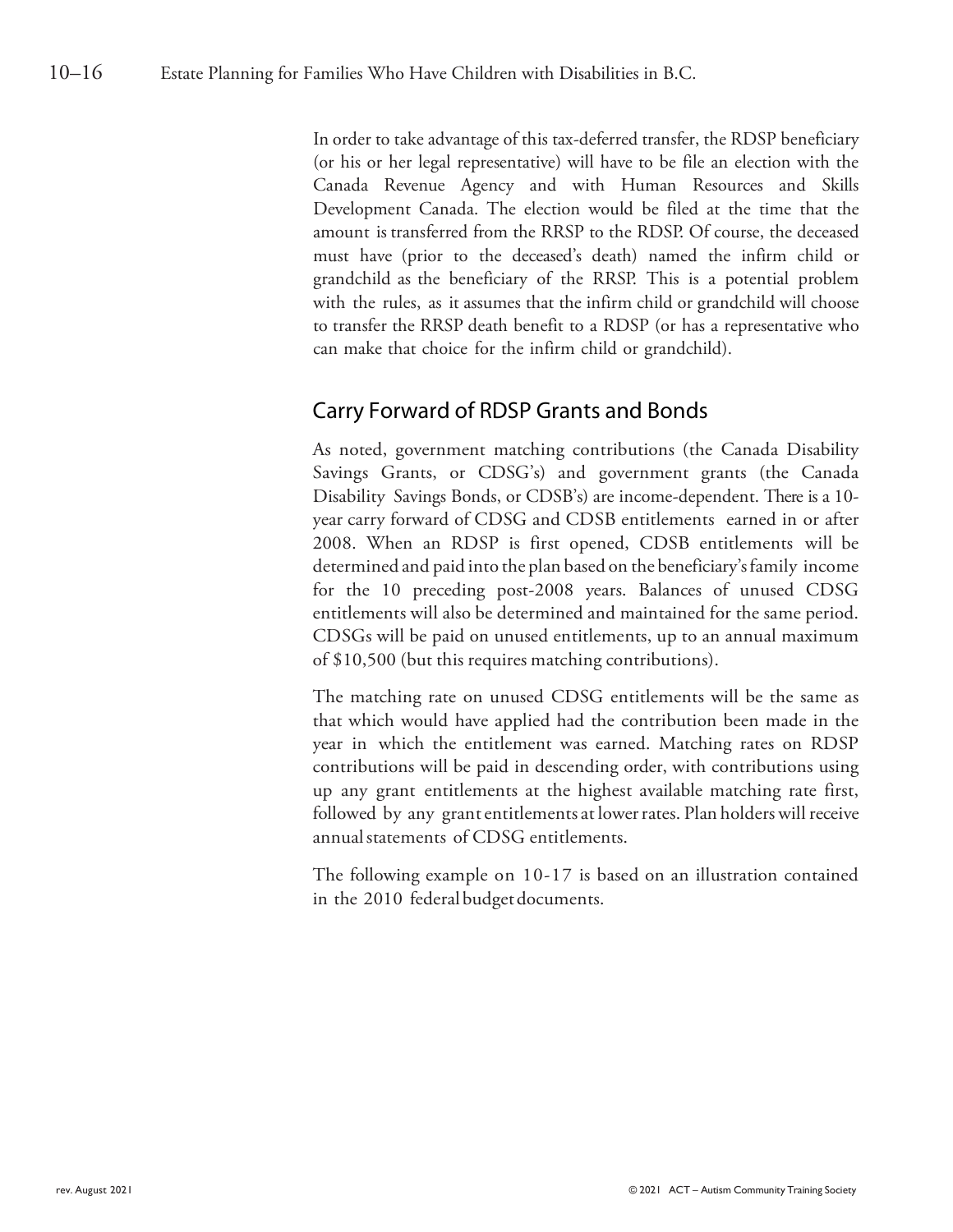In order to take advantage of this tax-deferred transfer, the RDSP beneficiary (or his or her legal representative) will have to be file an election with the Canada Revenue Agency and with Human Resources and Skills Development Canada. The election would be filed at the time that the amount is transferred from the RRSP to the RDSP. Of course, the deceased must have (prior to the deceased's death) named the infirm child or grandchild as the beneficiary of the RRSP. This is a potential problem with the rules, as it assumes that the infirm child or grandchild will choose to transfer the RRSP death benefit to a RDSP (or has a representative who can make that choice for the infirm child or grandchild).

## Carry Forward of RDSP Grants and Bonds

As noted, government matching contributions (the Canada Disability Savings Grants, or CDSG's) and government grants (the Canada Disability Savings Bonds, or CDSB's) are income-dependent. There is a 10-year carry forward of CDSG and CDSB entitlements earned in or after 2008. When an RDSP is first opened, CDSB entitlements will be determined and paid into the plan based on the beneficiary's family income for the 10 preceding post-2008 years. Balances of unused CDSG entitlements will also be determined and maintained for the same period. CDSGs will be paid on unused entitlements, up to an annual maximum of $10,500 (but this requires matching contributions).

The matching rate on unused CDSG entitlements will be the same as that which would have applied had the contribution been made in the year in which the entitlement was earned. Matching rates on RDSP contributions will be paid in descending order, with contributions using up any grant entitlements at the highest available matching rate first, followed by any grant entitlements at lower rates. Plan holders will receive annual statements of CDSG entitlements.

The following example on 10-17 is based on an illustration contained in the 2010 federal budget documents.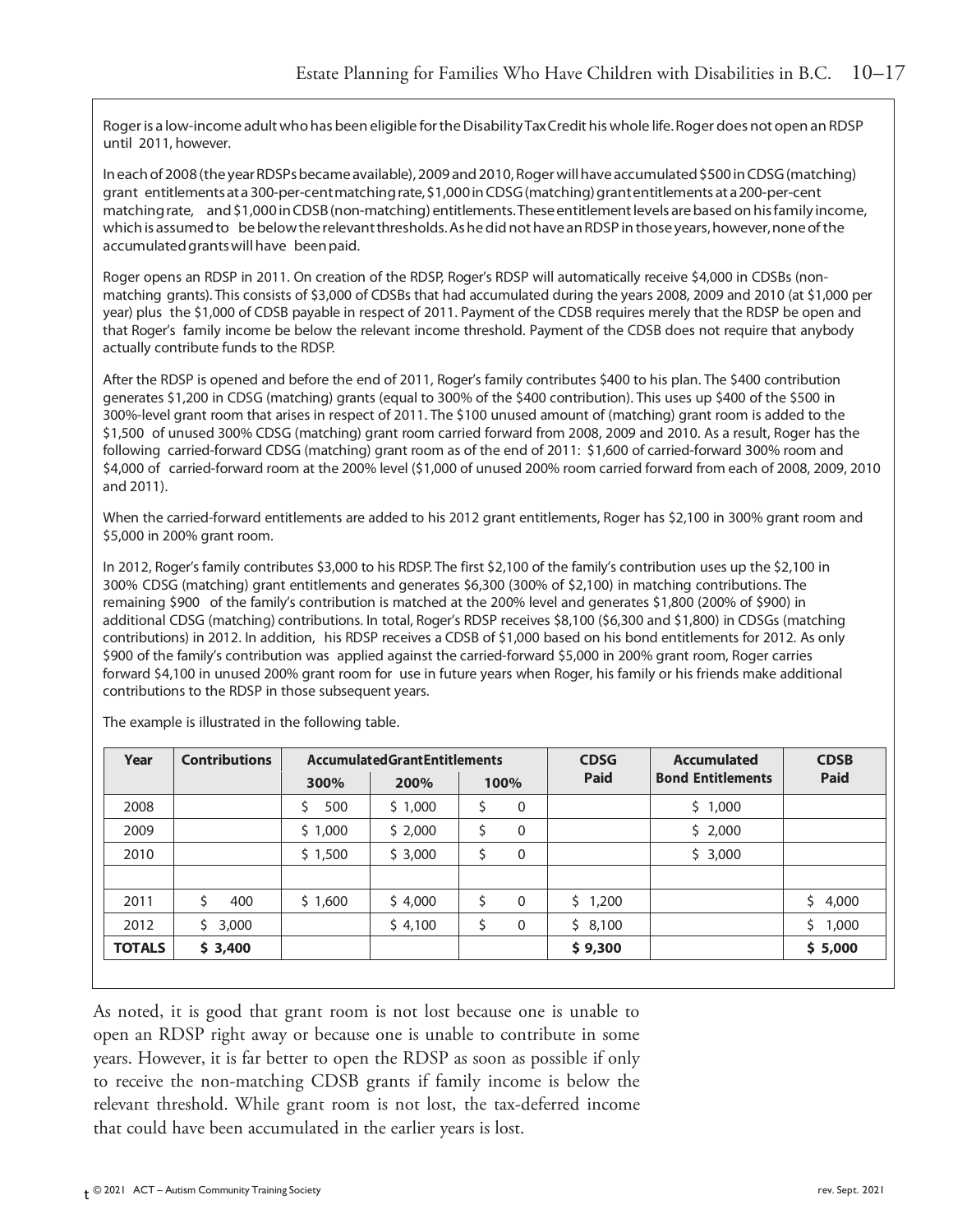Roger is a low-income adult who has been eligible for the Disability Tax Credit his whole life. Roger does not open an RDSP until 2011, however.

In each of 2008 (the year RDSPs became available), 2009 and 2010, Roger will have accumulated $500 in CDSG (matching) grant entitlements at a 300-per-cent matching rate, $1,000 in CDSG (matching) grant entitlements at a 200-per-cent matching rate, and $1,000 in CDSB (non-matching) entitlements. These entitlement levels are based on his family income, which is assumed to be below the relevant thresholds. As he did not have an RDSP in those years, however, none of the accumulated grants will have been paid.

Roger opens an RDSP in 2011. On creation of the RDSP, Roger's RDSP will automatically receive $4,000 in CDSBs (non-matching grants). This consists of $3,000 of CDSBs that had accumulated during the years 2008, 2009 and 2010 (at $1,000 per year) plus the $1,000 of CDSB payable in respect of 2011. Payment of the CDSB requires merely that the RDSP be open and that Roger's family income be below the relevant income threshold. Payment of the CDSB does not require that anybody actually contribute funds to the RDSP.

After the RDSP is opened and before the end of 2011, Roger's family contributes $400 to his plan. The $400 contribution generates $1,200 in CDSG (matching) grants (equal to 300% of the $400 contribution). This uses up $400 of the $500 in 300%-level grant room that arises in respect of 2011. The $100 unused amount of (matching) grant room is added to the $1,500 of unused 300% CDSG (matching) grant room carried forward from 2008, 2009 and 2010. As a result, Roger has the following carried-forward CDSG (matching) grant room as of the end of 2011: $1,600 of carried-forward 300% room and $4,000 of carried-forward room at the 200% level ($1,000 of unused 200% room carried forward from each of 2008, 2009, 2010 and 2011).

When the carried-forward entitlements are added to his 2012 grant entitlements, Roger has $2,100 in 300% grant room and $5,000 in 200% grant room.

In 2012, Roger's family contributes $3,000 to his RDSP. The first $2,100 of the family's contribution uses up the $2,100 in 300% CDSG (matching) grant entitlements and generates $6,300 (300% of $2,100) in matching contributions. The remaining $900 of the family's contribution is matched at the 200% level and generates $1,800 (200% of $900) in additional CDSG (matching) contributions. In total, Roger's RDSP receives $8,100 ($6,300 and $1,800) in CDSGs (matching contributions) in 2012. In addition, his RDSP receives a CDSB of $1,000 based on his bond entitlements for 2012. As only $900 of the family's contribution was applied against the carried-forward $5,000 in 200% grant room, Roger carries forward $4,100 in unused 200% grant room for use in future years when Roger, his family or his friends make additional contributions to the RDSP in those subsequent years.

The example is illustrated in the following table.

| Year | Contributions | Accumulated Grant Entitlements | | | CDSG Paid | Accumulated Bond Entitlements | CDSB Paid |
|---|---|---|---|---|---|---|---|
| | | 300% | 200% | 100% | | | |
| 2008 | | $ 500 | $ 1,000 | $ 0 | | $ 1,000 | |
| 2009 | | $ 1,000 | $ 2,000 | $ 0 | | $ 2,000 | |
| 2010 | | $ 1,500 | $ 3,000 | $ 0 | | $ 3,000 | |
| | | | | | | | |
| 2011 | $ 400 | $ 1,600 | $ 4,000 | $ 0 | $ 1,200 | | $ 4,000 |
| 2012 | $ 3,000 | | $ 4,100 | $ 0 | $ 8,100 | | $ 1,000 |
| **TOTALS** | **$ 3,400** | | | | **$ 9,300** | | **$ 5,000** |

As noted, it is good that grant room is not lost because one is unable to open an RDSP right away or because one is unable to contribute in some years. However, it is far better to open the RDSP as soon as possible if only to receive the non-matching CDSB grants if family income is below the relevant threshold. While grant room is not lost, the tax-deferred income that could have been accumulated in the earlier years is lost.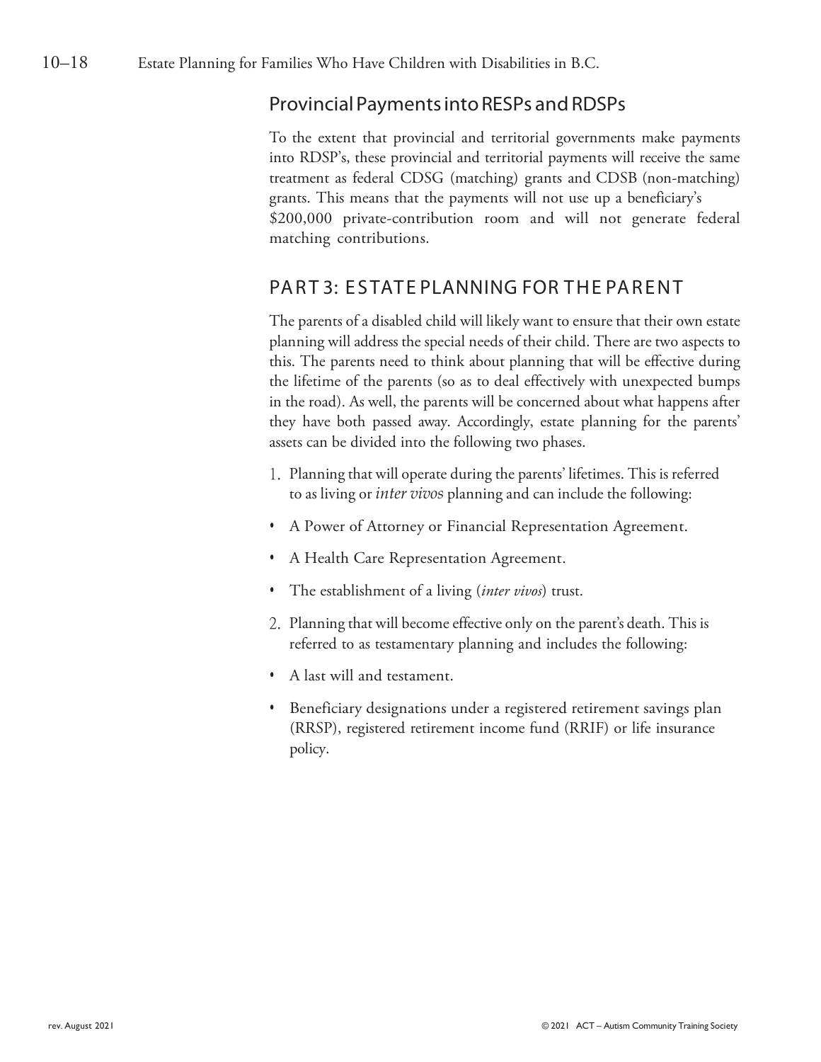## Provincial Payments into RESPs and RDSPs

To the extent that provincial and territorial governments make payments into RDSP's, these provincial and territorial payments will receive the same treatment as federal CDSG (matching) grants and CDSB (non-matching) grants. This means that the payments will not use up a beneficiary's $200,000 private-contribution room and will not generate federal matching contributions.

## PART 3: ESTATE PLANNING FOR THE PARENT

The parents of a disabled child will likely want to ensure that their own estate planning will address the special needs of their child. There are two aspects to this. The parents need to think about planning that will be effective during the lifetime of the parents (so as to deal effectively with unexpected bumps in the road). As well, the parents will be concerned about what happens after they have both passed away. Accordingly, estate planning for the parents' assets can be divided into the following two phases.

1. Planning that will operate during the parents' lifetimes. This is referred to as living or *inter vivos* planning and can include the following:

- A Power of Attorney or Financial Representation Agreement.
- A Health Care Representation Agreement.
- The establishment of a living (*inter vivos*) trust.

2. Planning that will become effective only on the parent's death. This is referred to as testamentary planning and includes the following:

- A last will and testament.
- Beneficiary designations under a registered retirement savings plan (RRSP), registered retirement income fund (RRIF) or life insurance policy.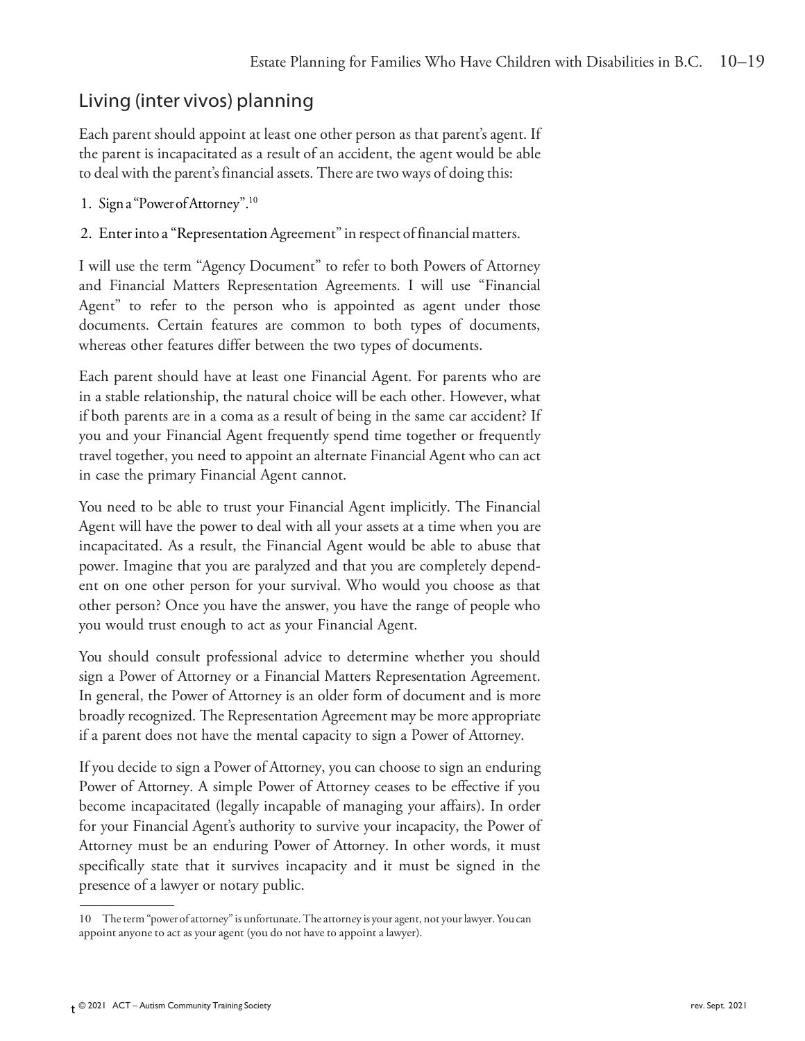## Living (inter vivos) planning

Each parent should appoint at least one other person as that parent's agent. If the parent is incapacitated as a result of an accident, the agent would be able to deal with the parent's financial assets. There are two ways of doing this:

1. Sign a "Power of Attorney".[10]
2. Enter into a "Representation Agreement" in respect of financial matters.

I will use the term "Agency Document" to refer to both Powers of Attorney and Financial Matters Representation Agreements. I will use "Financial Agent" to refer to the person who is appointed as agent under those documents. Certain features are common to both types of documents, whereas other features differ between the two types of documents.

Each parent should have at least one Financial Agent. For parents who are in a stable relationship, the natural choice will be each other. However, what if both parents are in a coma as a result of being in the same car accident? If you and your Financial Agent frequently spend time together or frequently travel together, you need to appoint an alternate Financial Agent who can act in case the primary Financial Agent cannot.

You need to be able to trust your Financial Agent implicitly. The Financial Agent will have the power to deal with all your assets at a time when you are incapacitated. As a result, the Financial Agent would be able to abuse that power. Imagine that you are paralyzed and that you are completely dependent on one other person for your survival. Who would you choose as that other person? Once you have the answer, you have the range of people who you would trust enough to act as your Financial Agent.

You should consult professional advice to determine whether you should sign a Power of Attorney or a Financial Matters Representation Agreement. In general, the Power of Attorney is an older form of document and is more broadly recognized. The Representation Agreement may be more appropriate if a parent does not have the mental capacity to sign a Power of Attorney.

If you decide to sign a Power of Attorney, you can choose to sign an enduring Power of Attorney. A simple Power of Attorney ceases to be effective if you become incapacitated (legally incapable of managing your affairs). In order for your Financial Agent's authority to survive your incapacity, the Power of Attorney must be an enduring Power of Attorney. In other words, it must specifically state that it survives incapacity and it must be signed in the presence of a lawyer or notary public.

---

10 The term "power of attorney" is unfortunate. The attorney is your agent, not your lawyer. You can appoint anyone to act as your agent (you do not have to appoint a lawyer).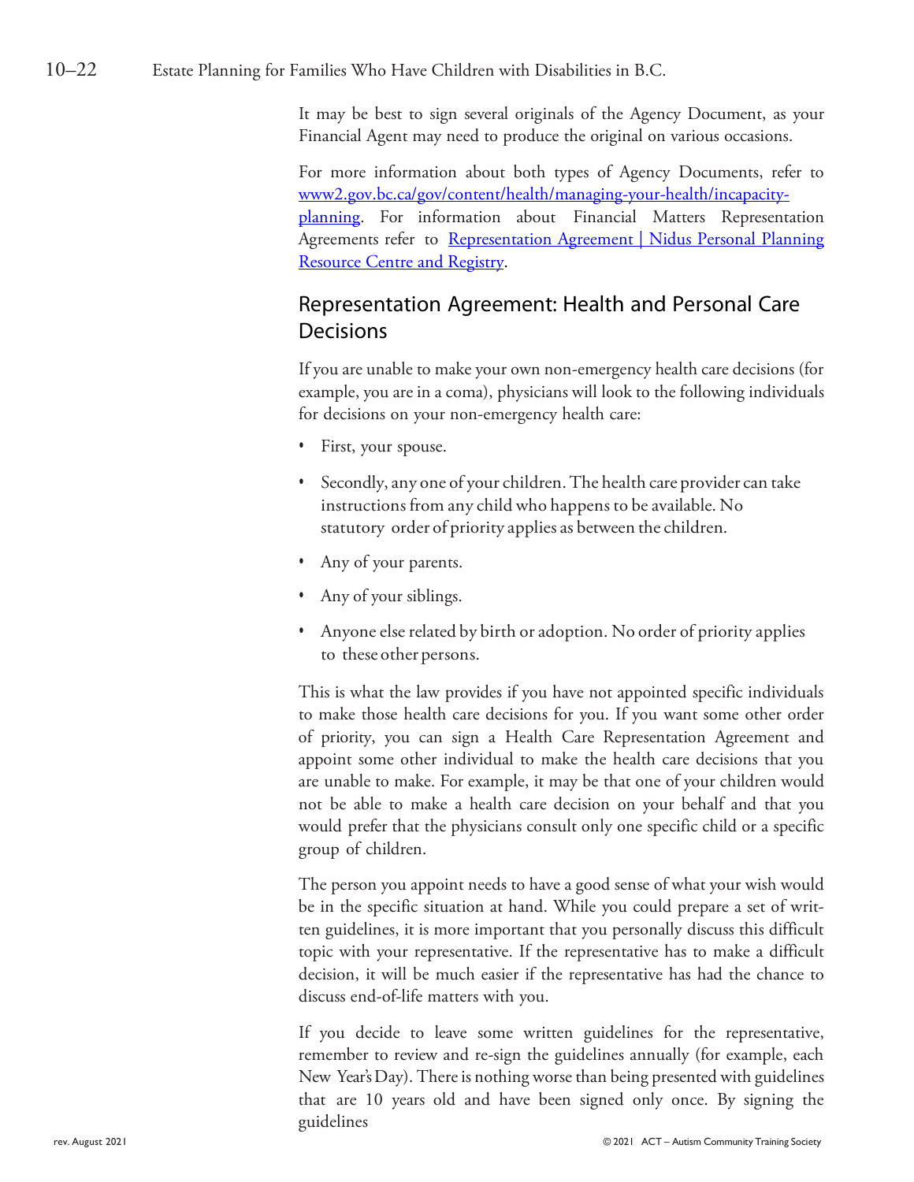It may be best to sign several originals of the Agency Document, as your Financial Agent may need to produce the original on various occasions.

For more information about both types of Agency Documents, refer to [www2.gov.bc.ca/gov/content/health/managing-your-health/incapacity-planning](www2.gov.bc.ca/gov/content/health/managing-your-health/incapacity-planning). For information about Financial Matters Representation Agreements refer to [Representation Agreement | Nidus Personal Planning Resource Centre and Registry]().

## Representation Agreement: Health and Personal Care Decisions

If you are unable to make your own non-emergency health care decisions (for example, you are in a coma), physicians will look to the following individuals for decisions on your non-emergency health care:

- First, your spouse.
- Secondly, any one of your children. The health care provider can take instructions from any child who happens to be available. No statutory order of priority applies as between the children.
- Any of your parents.
- Any of your siblings.
- Anyone else related by birth or adoption. No order of priority applies to these other persons.

This is what the law provides if you have not appointed specific individuals to make those health care decisions for you. If you want some other order of priority, you can sign a Health Care Representation Agreement and appoint some other individual to make the health care decisions that you are unable to make. For example, it may be that one of your children would not be able to make a health care decision on your behalf and that you would prefer that the physicians consult only one specific child or a specific group of children.

The person you appoint needs to have a good sense of what your wish would be in the specific situation at hand. While you could prepare a set of written guidelines, it is more important that you personally discuss this difficult topic with your representative. If the representative has to make a difficult decision, it will be much easier if the representative has had the chance to discuss end-of-life matters with you.

If you decide to leave some written guidelines for the representative, remember to review and re-sign the guidelines annually (for example, each New Year's Day). There is nothing worse than being presented with guidelines that are 10 years old and have been signed only once. By signing the guidelines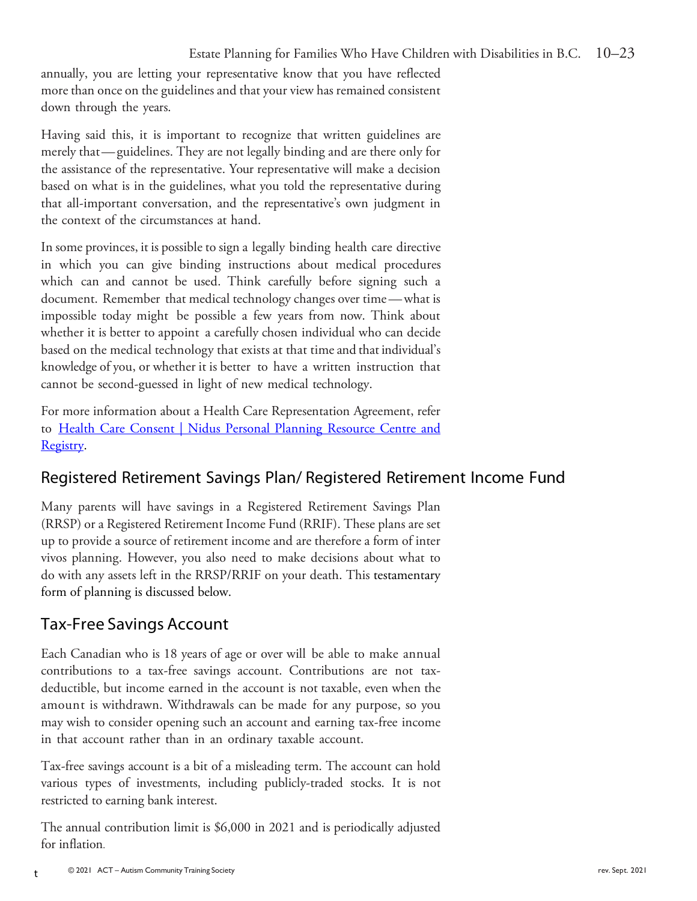annually, you are letting your representative know that you have reflected more than once on the guidelines and that your view has remained consistent down through the years.

Having said this, it is important to recognize that written guidelines are merely that — guidelines. They are not legally binding and are there only for the assistance of the representative. Your representative will make a decision based on what is in the guidelines, what you told the representative during that all-important conversation, and the representative's own judgment in the context of the circumstances at hand.

In some provinces, it is possible to sign a legally binding health care directive in which you can give binding instructions about medical procedures which can and cannot be used. Think carefully before signing such a document. Remember that medical technology changes over time — what is impossible today might be possible a few years from now. Think about whether it is better to appoint a carefully chosen individual who can decide based on the medical technology that exists at that time and that individual's knowledge of you, or whether it is better to have a written instruction that cannot be second-guessed in light of new medical technology.

For more information about a Health Care Representation Agreement, refer to [Health Care Consent | Nidus Personal Planning Resource Centre and Registry](#).

## Registered Retirement Savings Plan/ Registered Retirement Income Fund

Many parents will have savings in a Registered Retirement Savings Plan (RRSP) or a Registered Retirement Income Fund (RRIF). These plans are set up to provide a source of retirement income and are therefore a form of inter vivos planning. However, you also need to make decisions about what to do with any assets left in the RRSP/RRIF on your death. This testamentary form of planning is discussed below.

## Tax-Free Savings Account

Each Canadian who is 18 years of age or over will be able to make annual contributions to a tax-free savings account. Contributions are not tax-deductible, but income earned in the account is not taxable, even when the amount is withdrawn. Withdrawals can be made for any purpose, so you may wish to consider opening such an account and earning tax-free income in that account rather than in an ordinary taxable account.

Tax-free savings account is a bit of a misleading term. The account can hold various types of investments, including publicly-traded stocks. It is not restricted to earning bank interest.

The annual contribution limit is $6,000 in 2021 and is periodically adjusted for inflation.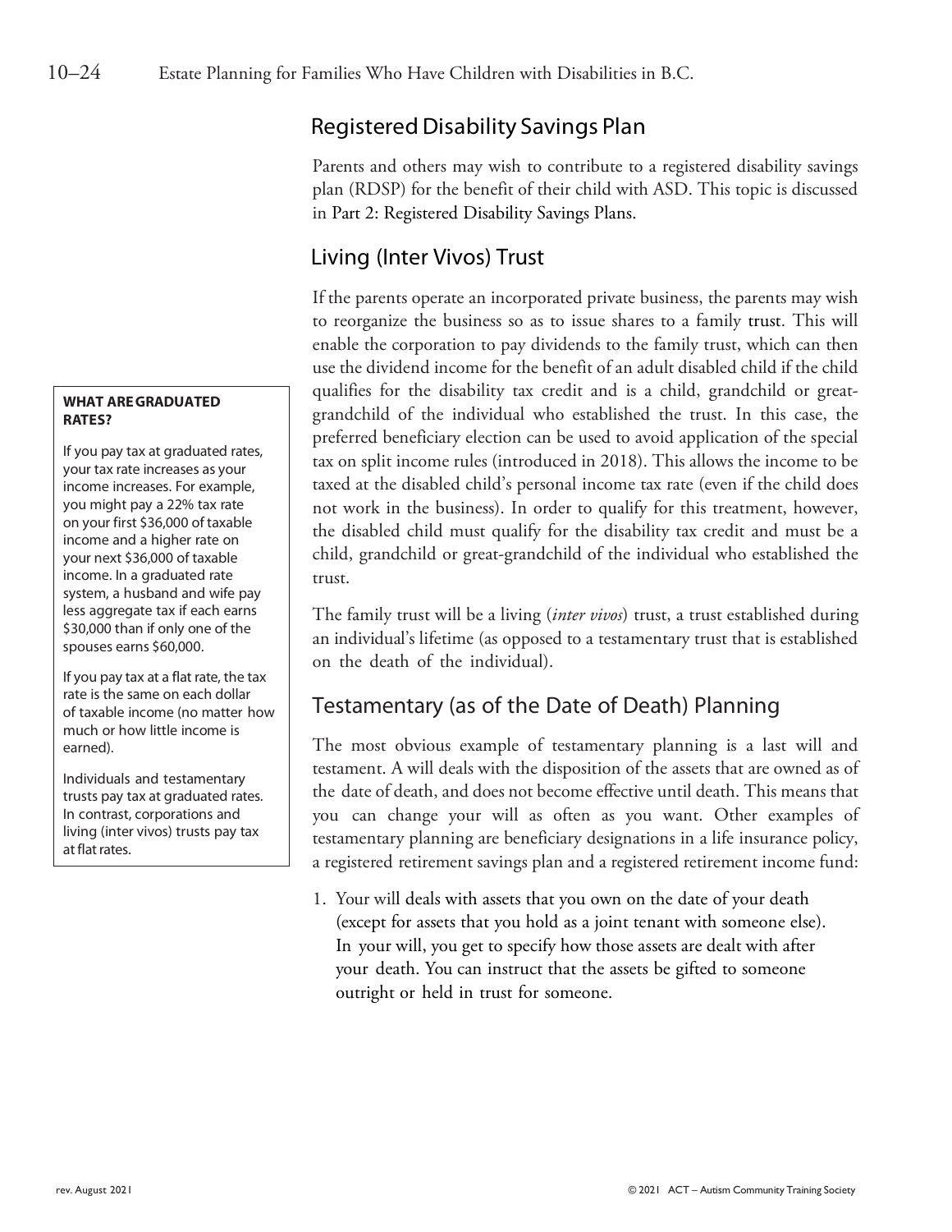## Registered Disability Savings Plan

Parents and others may wish to contribute to a registered disability savings plan (RDSP) for the benefit of their child with ASD. This topic is discussed in Part 2: Registered Disability Savings Plans.

## Living (Inter Vivos) Trust

If the parents operate an incorporated private business, the parents may wish to reorganize the business so as to issue shares to a family trust. This will enable the corporation to pay dividends to the family trust, which can then use the dividend income for the benefit of an adult disabled child if the child qualifies for the disability tax credit and is a child, grandchild or great-grandchild of the individual who established the trust. In this case, the preferred beneficiary election can be used to avoid application of the special tax on split income rules (introduced in 2018). This allows the income to be taxed at the disabled child's personal income tax rate (even if the child does not work in the business). In order to qualify for this treatment, however, the disabled child must qualify for the disability tax credit and must be a child, grandchild or great-grandchild of the individual who established the trust.

The family trust will be a living (*inter vivos*) trust, a trust established during an individual's lifetime (as opposed to a testamentary trust that is established on the death of the individual).

> **WHAT ARE GRADUATED RATES?**
>
> If you pay tax at graduated rates, your tax rate increases as your income increases. For example, you might pay a 22% tax rate on your first $36,000 of taxable income and a higher rate on your next $36,000 of taxable income. In a graduated rate system, a husband and wife pay less aggregate tax if each earns $30,000 than if only one of the spouses earns $60,000.
>
> If you pay tax at a flat rate, the tax rate is the same on each dollar of taxable income (no matter how much or how little income is earned).
>
> Individuals and testamentary trusts pay tax at graduated rates. In contrast, corporations and living (inter vivos) trusts pay tax at flat rates.

## Testamentary (as of the Date of Death) Planning

The most obvious example of testamentary planning is a last will and testament. A will deals with the disposition of the assets that are owned as of the date of death, and does not become effective until death. This means that you can change your will as often as you want. Other examples of testamentary planning are beneficiary designations in a life insurance policy, a registered retirement savings plan and a registered retirement income fund:

1. Your will deals with assets that you own on the date of your death (except for assets that you hold as a joint tenant with someone else). In your will, you get to specify how those assets are dealt with after your death. You can instruct that the assets be gifted to someone outright or held in trust for someone.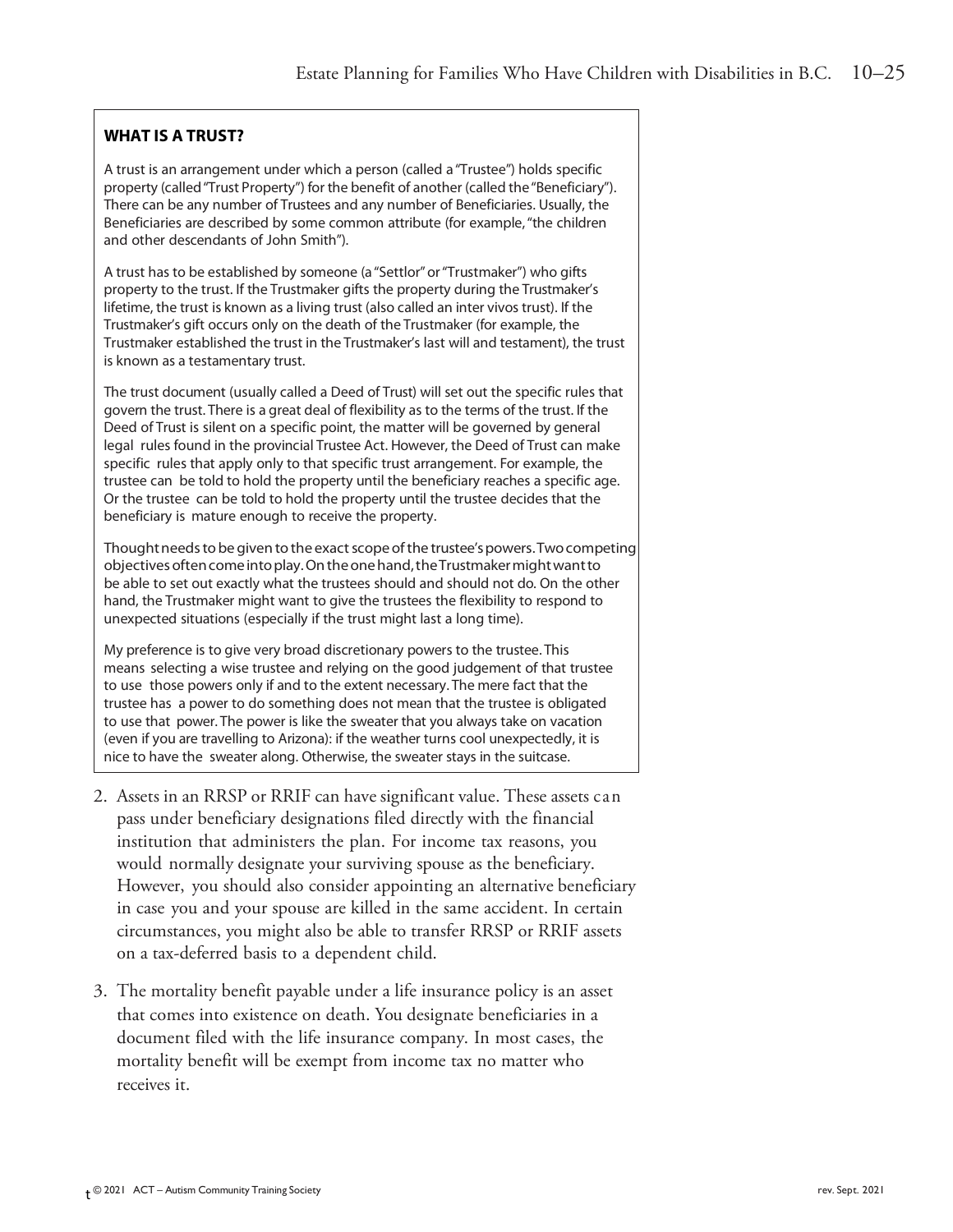**WHAT IS A TRUST?**

A trust is an arrangement under which a person (called a "Trustee") holds specific property (called "Trust Property") for the benefit of another (called the "Beneficiary"). There can be any number of Trustees and any number of Beneficiaries. Usually, the Beneficiaries are described by some common attribute (for example, "the children and other descendants of John Smith").

A trust has to be established by someone (a "Settlor" or "Trustmaker") who gifts property to the trust. If the Trustmaker gifts the property during the Trustmaker's lifetime, the trust is known as a living trust (also called an inter vivos trust). If the Trustmaker's gift occurs only on the death of the Trustmaker (for example, the Trustmaker established the trust in the Trustmaker's last will and testament), the trust is known as a testamentary trust.

The trust document (usually called a Deed of Trust) will set out the specific rules that govern the trust. There is a great deal of flexibility as to the terms of the trust. If the Deed of Trust is silent on a specific point, the matter will be governed by general legal rules found in the provincial Trustee Act. However, the Deed of Trust can make specific rules that apply only to that specific trust arrangement. For example, the trustee can be told to hold the property until the beneficiary reaches a specific age. Or the trustee can be told to hold the property until the trustee decides that the beneficiary is mature enough to receive the property.

Thought needs to be given to the exact scope of the trustee's powers. Two competing objectives often come into play. On the one hand, the Trustmaker might want to be able to set out exactly what the trustees should and should not do. On the other hand, the Trustmaker might want to give the trustees the flexibility to respond to unexpected situations (especially if the trust might last a long time).

My preference is to give very broad discretionary powers to the trustee. This means selecting a wise trustee and relying on the good judgement of that trustee to use those powers only if and to the extent necessary. The mere fact that the trustee has a power to do something does not mean that the trustee is obligated to use that power. The power is like the sweater that you always take on vacation (even if you are travelling to Arizona): if the weather turns cool unexpectedly, it is nice to have the sweater along. Otherwise, the sweater stays in the suitcase.

2. Assets in an RRSP or RRIF can have significant value. These assets can pass under beneficiary designations filed directly with the financial institution that administers the plan. For income tax reasons, you would normally designate your surviving spouse as the beneficiary. However, you should also consider appointing an alternative beneficiary in case you and your spouse are killed in the same accident. In certain circumstances, you might also be able to transfer RRSP or RRIF assets on a tax-deferred basis to a dependent child.

3. The mortality benefit payable under a life insurance policy is an asset that comes into existence on death. You designate beneficiaries in a document filed with the life insurance company. In most cases, the mortality benefit will be exempt from income tax no matter who receives it.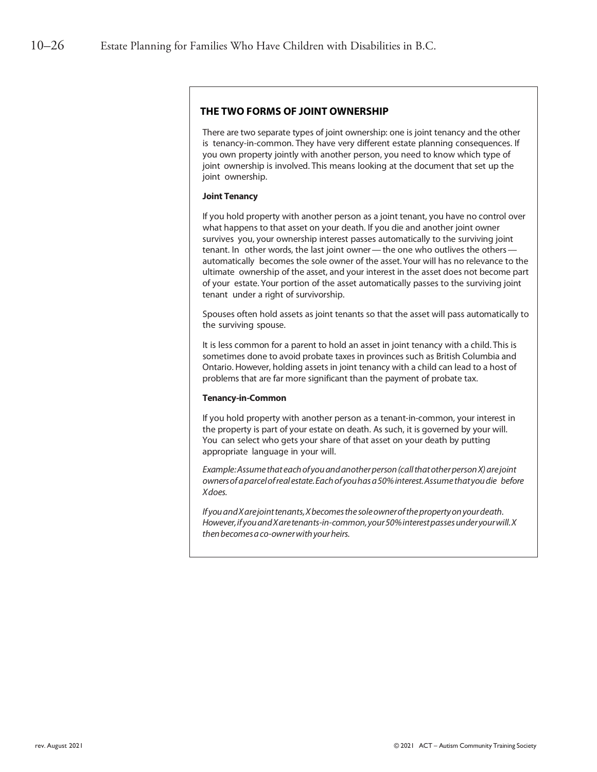## THE TWO FORMS OF JOINT OWNERSHIP

There are two separate types of joint ownership: one is joint tenancy and the other is tenancy-in-common. They have very different estate planning consequences. If you own property jointly with another person, you need to know which type of joint ownership is involved. This means looking at the document that set up the joint ownership.

**Joint Tenancy**

If you hold property with another person as a joint tenant, you have no control over what happens to that asset on your death. If you die and another joint owner survives you, your ownership interest passes automatically to the surviving joint tenant. In other words, the last joint owner — the one who outlives the others — automatically becomes the sole owner of the asset. Your will has no relevance to the ultimate ownership of the asset, and your interest in the asset does not become part of your estate. Your portion of the asset automatically passes to the surviving joint tenant under a right of survivorship.

Spouses often hold assets as joint tenants so that the asset will pass automatically to the surviving spouse.

It is less common for a parent to hold an asset in joint tenancy with a child. This is sometimes done to avoid probate taxes in provinces such as British Columbia and Ontario. However, holding assets in joint tenancy with a child can lead to a host of problems that are far more significant than the payment of probate tax.

**Tenancy-in-Common**

If you hold property with another person as a tenant-in-common, your interest in the property is part of your estate on death. As such, it is governed by your will. You can select who gets your share of that asset on your death by putting appropriate language in your will.

*Example: Assume that each of you and another person (call that other person X) are joint owners of a parcel of real estate. Each of you has a 50% interest. Assume that you die before X does.*

*If you and X are joint tenants, X becomes the sole owner of the property on your death. However, if you and X are tenants-in-common, your 50% interest passes under your will. X then becomes a co-owner with your heirs.*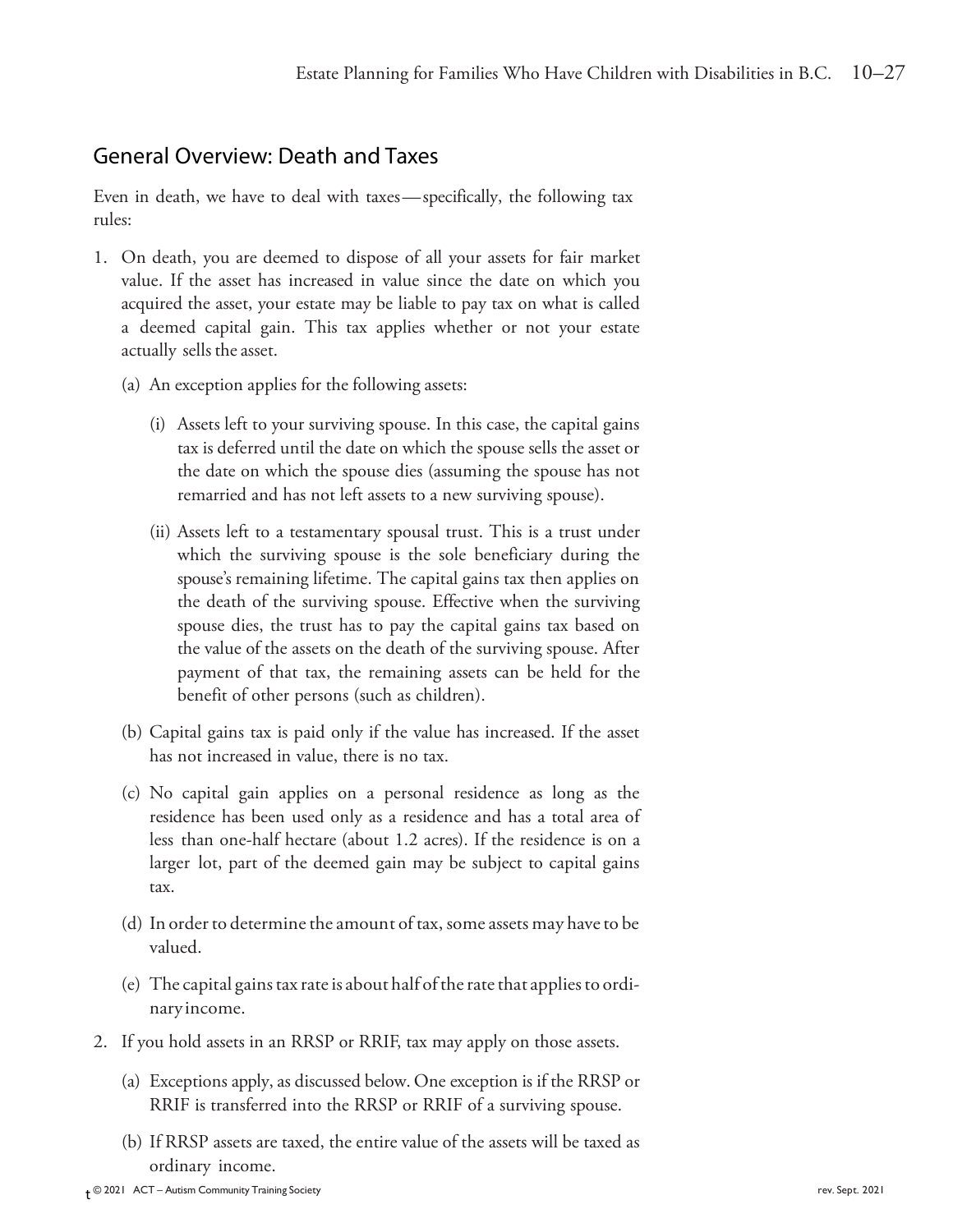## General Overview: Death and Taxes

Even in death, we have to deal with taxes—specifically, the following tax rules:

1. On death, you are deemed to dispose of all your assets for fair market value. If the asset has increased in value since the date on which you acquired the asset, your estate may be liable to pay tax on what is called a deemed capital gain. This tax applies whether or not your estate actually sells the asset.

   (a) An exception applies for the following assets:

      (i) Assets left to your surviving spouse. In this case, the capital gains tax is deferred until the date on which the spouse sells the asset or the date on which the spouse dies (assuming the spouse has not remarried and has not left assets to a new surviving spouse).

      (ii) Assets left to a testamentary spousal trust. This is a trust under which the surviving spouse is the sole beneficiary during the spouse's remaining lifetime. The capital gains tax then applies on the death of the surviving spouse. Effective when the surviving spouse dies, the trust has to pay the capital gains tax based on the value of the assets on the death of the surviving spouse. After payment of that tax, the remaining assets can be held for the benefit of other persons (such as children).

   (b) Capital gains tax is paid only if the value has increased. If the asset has not increased in value, there is no tax.

   (c) No capital gain applies on a personal residence as long as the residence has been used only as a residence and has a total area of less than one-half hectare (about 1.2 acres). If the residence is on a larger lot, part of the deemed gain may be subject to capital gains tax.

   (d) In order to determine the amount of tax, some assets may have to be valued.

   (e) The capital gains tax rate is about half of the rate that applies to ordinary income.

2. If you hold assets in an RRSP or RRIF, tax may apply on those assets.

   (a) Exceptions apply, as discussed below. One exception is if the RRSP or RRIF is transferred into the RRSP or RRIF of a surviving spouse.

   (b) If RRSP assets are taxed, the entire value of the assets will be taxed as ordinary income.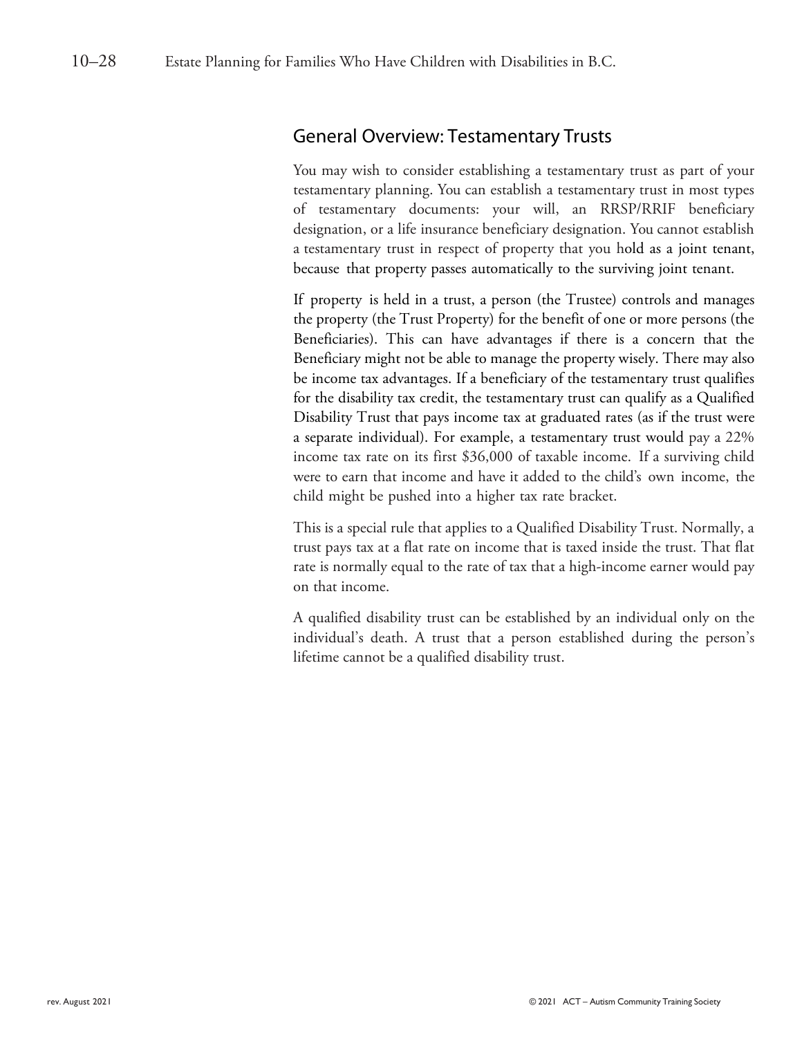## General Overview: Testamentary Trusts

You may wish to consider establishing a testamentary trust as part of your testamentary planning. You can establish a testamentary trust in most types of testamentary documents: your will, an RRSP/RRIF beneficiary designation, or a life insurance beneficiary designation. You cannot establish a testamentary trust in respect of property that you hold as a joint tenant, because that property passes automatically to the surviving joint tenant.

If property is held in a trust, a person (the Trustee) controls and manages the property (the Trust Property) for the benefit of one or more persons (the Beneficiaries). This can have advantages if there is a concern that the Beneficiary might not be able to manage the property wisely. There may also be income tax advantages. If a beneficiary of the testamentary trust qualifies for the disability tax credit, the testamentary trust can qualify as a Qualified Disability Trust that pays income tax at graduated rates (as if the trust were a separate individual). For example, a testamentary trust would pay a 22% income tax rate on its first $36,000 of taxable income. If a surviving child were to earn that income and have it added to the child's own income, the child might be pushed into a higher tax rate bracket.

This is a special rule that applies to a Qualified Disability Trust. Normally, a trust pays tax at a flat rate on income that is taxed inside the trust. That flat rate is normally equal to the rate of tax that a high-income earner would pay on that income.

A qualified disability trust can be established by an individual only on the individual's death. A trust that a person established during the person's lifetime cannot be a qualified disability trust.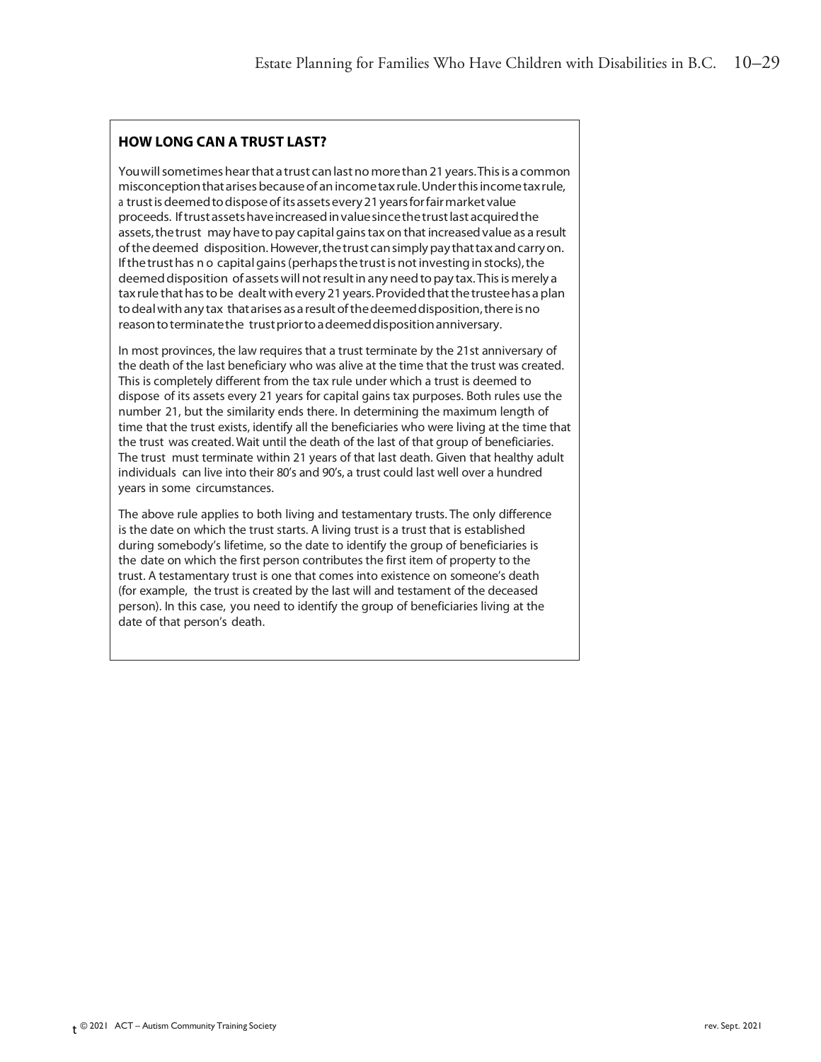## HOW LONG CAN A TRUST LAST?

You will sometimes hear that a trust can last no more than 21 years. This is a common misconception that arises because of an income tax rule. Under this income tax rule, a trust is deemed to dispose of its assets every 21 years for fair market value proceeds. If trust assets have increased in value since the trust last acquired the assets, the trust may have to pay capital gains tax on that increased value as a result of the deemed disposition. However, the trust can simply pay that tax and carry on. If the trust has no capital gains (perhaps the trust is not investing in stocks), the deemed disposition of assets will not result in any need to pay tax. This is merely a tax rule that has to be dealt with every 21 years. Provided that the trustee has a plan to deal with any tax that arises as a result of the deemed disposition, there is no reason to terminate the trust prior to a deemed disposition anniversary.

In most provinces, the law requires that a trust terminate by the 21st anniversary of the death of the last beneficiary who was alive at the time that the trust was created. This is completely different from the tax rule under which a trust is deemed to dispose of its assets every 21 years for capital gains tax purposes. Both rules use the number 21, but the similarity ends there. In determining the maximum length of time that the trust exists, identify all the beneficiaries who were living at the time that the trust was created. Wait until the death of the last of that group of beneficiaries. The trust must terminate within 21 years of that last death. Given that healthy adult individuals can live into their 80's and 90's, a trust could last well over a hundred years in some circumstances.

The above rule applies to both living and testamentary trusts. The only difference is the date on which the trust starts. A living trust is a trust that is established during somebody's lifetime, so the date to identify the group of beneficiaries is the date on which the first person contributes the first item of property to the trust. A testamentary trust is one that comes into existence on someone's death (for example, the trust is created by the last will and testament of the deceased person). In this case, you need to identify the group of beneficiaries living at the date of that person's death.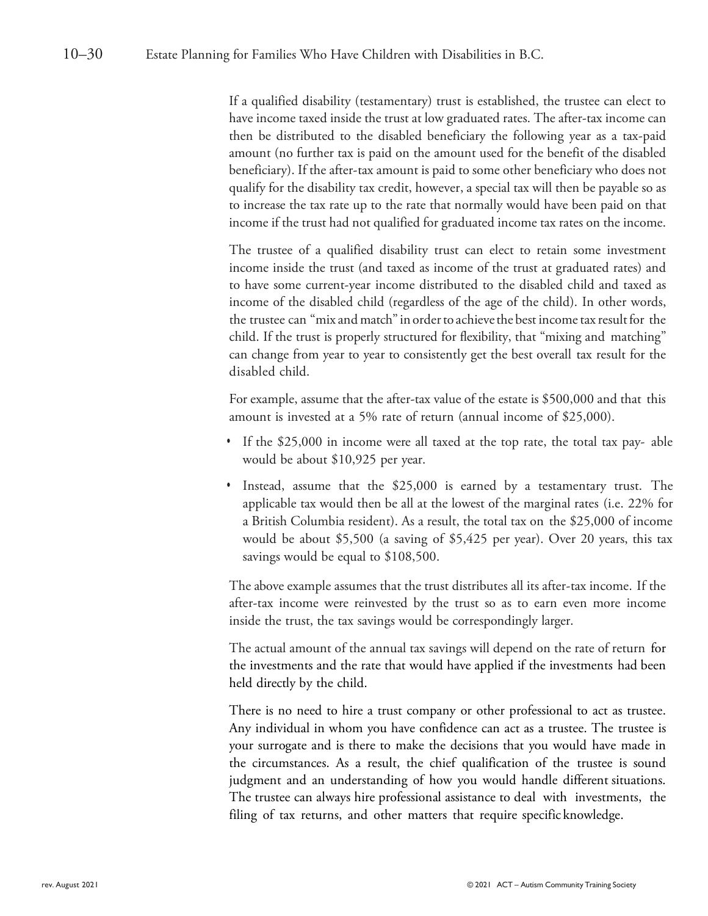If a qualified disability (testamentary) trust is established, the trustee can elect to have income taxed inside the trust at low graduated rates. The after-tax income can then be distributed to the disabled beneficiary the following year as a tax-paid amount (no further tax is paid on the amount used for the benefit of the disabled beneficiary). If the after-tax amount is paid to some other beneficiary who does not qualify for the disability tax credit, however, a special tax will then be payable so as to increase the tax rate up to the rate that normally would have been paid on that income if the trust had not qualified for graduated income tax rates on the income.

The trustee of a qualified disability trust can elect to retain some investment income inside the trust (and taxed as income of the trust at graduated rates) and to have some current-year income distributed to the disabled child and taxed as income of the disabled child (regardless of the age of the child). In other words, the trustee can "mix and match" in order to achieve the best income tax result for the child. If the trust is properly structured for flexibility, that "mixing and matching" can change from year to year to consistently get the best overall tax result for the disabled child.

For example, assume that the after-tax value of the estate is $500,000 and that this amount is invested at a 5% rate of return (annual income of $25,000).

- If the $25,000 in income were all taxed at the top rate, the total tax payable would be about $10,925 per year.
- Instead, assume that the $25,000 is earned by a testamentary trust. The applicable tax would then be all at the lowest of the marginal rates (i.e. 22% for a British Columbia resident). As a result, the total tax on the $25,000 of income would be about $5,500 (a saving of $5,425 per year). Over 20 years, this tax savings would be equal to $108,500.

The above example assumes that the trust distributes all its after-tax income. If the after-tax income were reinvested by the trust so as to earn even more income inside the trust, the tax savings would be correspondingly larger.

The actual amount of the annual tax savings will depend on the rate of return for the investments and the rate that would have applied if the investments had been held directly by the child.

There is no need to hire a trust company or other professional to act as trustee. Any individual in whom you have confidence can act as a trustee. The trustee is your surrogate and is there to make the decisions that you would have made in the circumstances. As a result, the chief qualification of the trustee is sound judgment and an understanding of how you would handle different situations. The trustee can always hire professional assistance to deal with investments, the filing of tax returns, and other matters that require specific knowledge.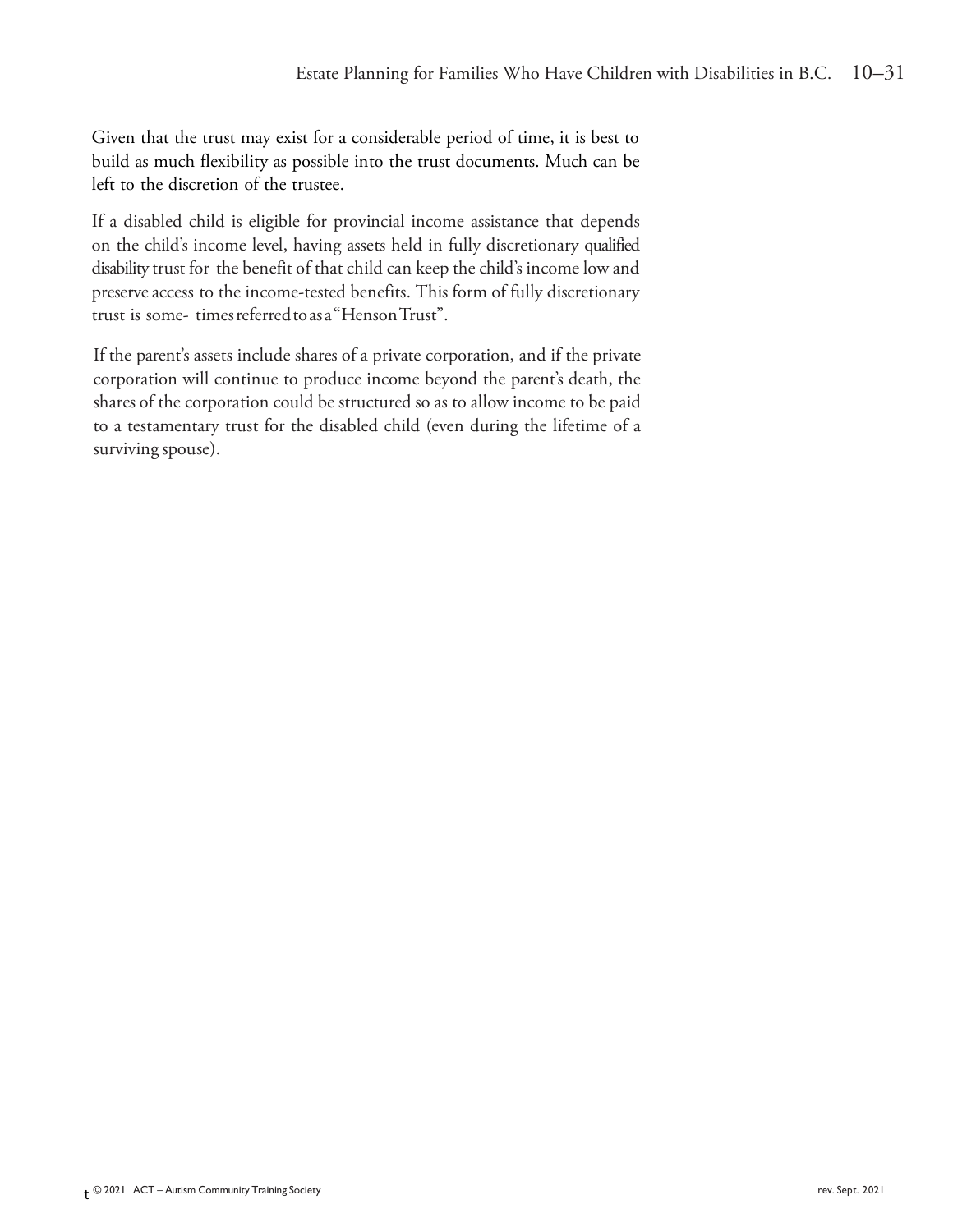Given that the trust may exist for a considerable period of time, it is best to build as much flexibility as possible into the trust documents. Much can be left to the discretion of the trustee.

If a disabled child is eligible for provincial income assistance that depends on the child's income level, having assets held in fully discretionary qualified disability trust for the benefit of that child can keep the child's income low and preserve access to the income-tested benefits. This form of fully discretionary trust is some- times referred to as a "Henson Trust".

If the parent's assets include shares of a private corporation, and if the private corporation will continue to produce income beyond the parent's death, the shares of the corporation could be structured so as to allow income to be paid to a testamentary trust for the disabled child (even during the lifetime of a surviving spouse).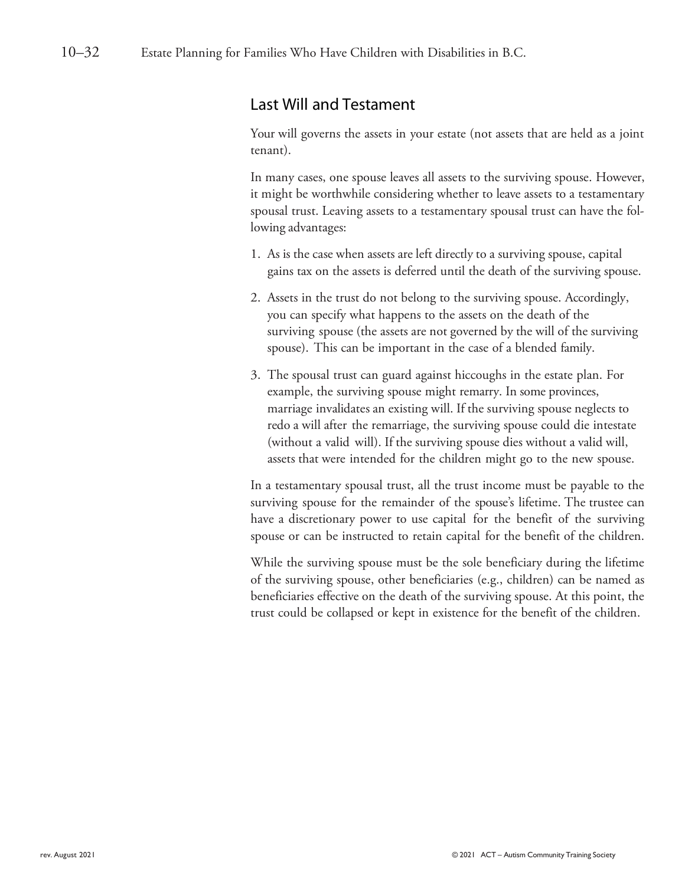## Last Will and Testament

Your will governs the assets in your estate (not assets that are held as a joint tenant).

In many cases, one spouse leaves all assets to the surviving spouse. However, it might be worthwhile considering whether to leave assets to a testamentary spousal trust. Leaving assets to a testamentary spousal trust can have the following advantages:

1. As is the case when assets are left directly to a surviving spouse, capital gains tax on the assets is deferred until the death of the surviving spouse.
2. Assets in the trust do not belong to the surviving spouse. Accordingly, you can specify what happens to the assets on the death of the surviving spouse (the assets are not governed by the will of the surviving spouse). This can be important in the case of a blended family.
3. The spousal trust can guard against hiccoughs in the estate plan. For example, the surviving spouse might remarry. In some provinces, marriage invalidates an existing will. If the surviving spouse neglects to redo a will after the remarriage, the surviving spouse could die intestate (without a valid will). If the surviving spouse dies without a valid will, assets that were intended for the children might go to the new spouse.

In a testamentary spousal trust, all the trust income must be payable to the surviving spouse for the remainder of the spouse's lifetime. The trustee can have a discretionary power to use capital for the benefit of the surviving spouse or can be instructed to retain capital for the benefit of the children.

While the surviving spouse must be the sole beneficiary during the lifetime of the surviving spouse, other beneficiaries (e.g., children) can be named as beneficiaries effective on the death of the surviving spouse. At this point, the trust could be collapsed or kept in existence for the benefit of the children.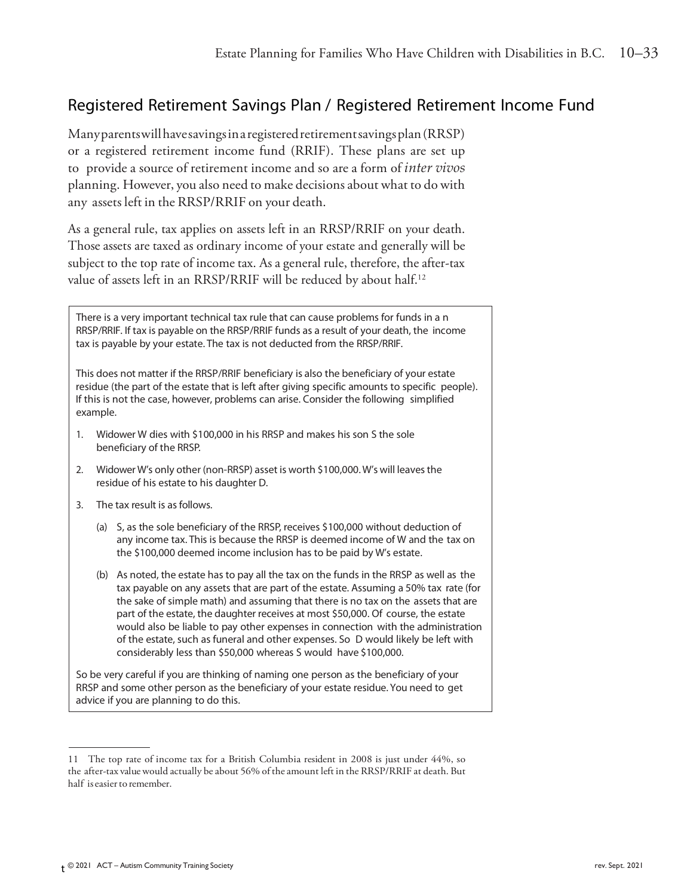## Registered Retirement Savings Plan / Registered Retirement Income Fund

Many parents will have savings in a registered retirement savings plan (RRSP) or a registered retirement income fund (RRIF). These plans are set up to provide a source of retirement income and so are a form of *inter vivos* planning. However, you also need to make decisions about what to do with any assets left in the RRSP/RRIF on your death.

As a general rule, tax applies on assets left in an RRSP/RRIF on your death. Those assets are taxed as ordinary income of your estate and generally will be subject to the top rate of income tax. As a general rule, therefore, the after-tax value of assets left in an RRSP/RRIF will be reduced by about half.[12]

> There is a very important technical tax rule that can cause problems for funds in a n RRSP/RRIF. If tax is payable on the RRSP/RRIF funds as a result of your death, the income tax is payable by your estate. The tax is not deducted from the RRSP/RRIF.
>
> This does not matter if the RRSP/RRIF beneficiary is also the beneficiary of your estate residue (the part of the estate that is left after giving specific amounts to specific people). If this is not the case, however, problems can arise. Consider the following simplified example.
>
> 1. Widower W dies with $100,000 in his RRSP and makes his son S the sole beneficiary of the RRSP.
> 2. Widower W's only other (non-RRSP) asset is worth $100,000. W's will leaves the residue of his estate to his daughter D.
> 3. The tax result is as follows.
>    (a) S, as the sole beneficiary of the RRSP, receives $100,000 without deduction of any income tax. This is because the RRSP is deemed income of W and the tax on the $100,000 deemed income inclusion has to be paid by W's estate.
>    (b) As noted, the estate has to pay all the tax on the funds in the RRSP as well as the tax payable on any assets that are part of the estate. Assuming a 50% tax rate (for the sake of simple math) and assuming that there is no tax on the assets that are part of the estate, the daughter receives at most $50,000. Of course, the estate would also be liable to pay other expenses in connection with the administration of the estate, such as funeral and other expenses. So D would likely be left with considerably less than $50,000 whereas S would have $100,000.
>
> So be very careful if you are thinking of naming one person as the beneficiary of your RRSP and some other person as the beneficiary of your estate residue. You need to get advice if you are planning to do this.

---

11 The top rate of income tax for a British Columbia resident in 2008 is just under 44%, so the after-tax value would actually be about 56% of the amount left in the RRSP/RRIF at death. But half is easier to remember.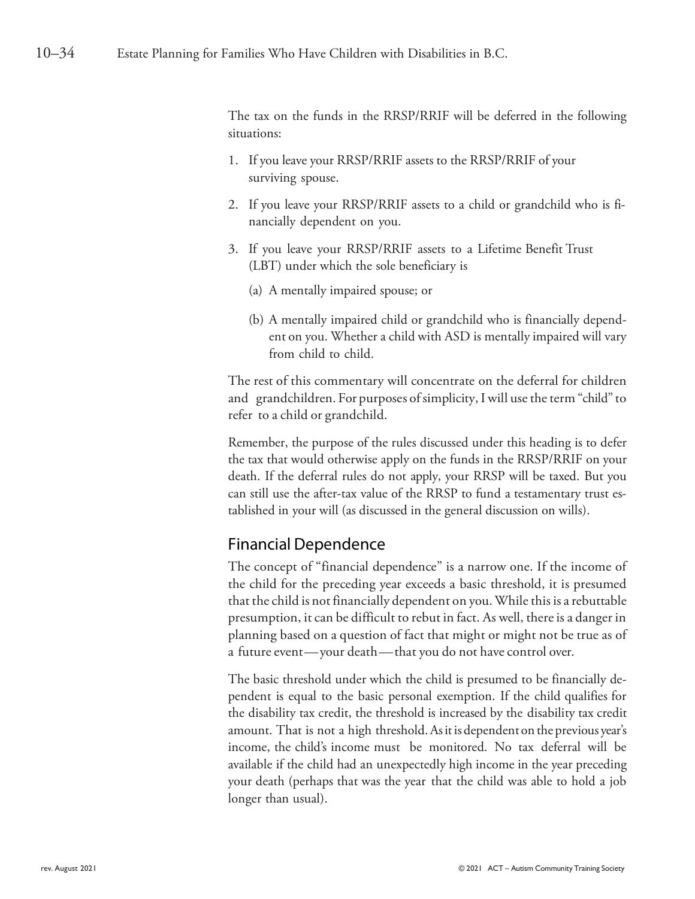The tax on the funds in the RRSP/RRIF will be deferred in the following situations:

1. If you leave your RRSP/RRIF assets to the RRSP/RRIF of your surviving spouse.
2. If you leave your RRSP/RRIF assets to a child or grandchild who is financially dependent on you.
3. If you leave your RRSP/RRIF assets to a Lifetime Benefit Trust (LBT) under which the sole beneficiary is
   (a) A mentally impaired spouse; or
   (b) A mentally impaired child or grandchild who is financially dependent on you. Whether a child with ASD is mentally impaired will vary from child to child.

The rest of this commentary will concentrate on the deferral for children and grandchildren. For purposes of simplicity, I will use the term "child" to refer to a child or grandchild.

Remember, the purpose of the rules discussed under this heading is to defer the tax that would otherwise apply on the funds in the RRSP/RRIF on your death. If the deferral rules do not apply, your RRSP will be taxed. But you can still use the after-tax value of the RRSP to fund a testamentary trust established in your will (as discussed in the general discussion on wills).

## Financial Dependence

The concept of "financial dependence" is a narrow one. If the income of the child for the preceding year exceeds a basic threshold, it is presumed that the child is not financially dependent on you. While this is a rebuttable presumption, it can be difficult to rebut in fact. As well, there is a danger in planning based on a question of fact that might or might not be true as of a future event—your death—that you do not have control over.

The basic threshold under which the child is presumed to be financially dependent is equal to the basic personal exemption. If the child qualifies for the disability tax credit, the threshold is increased by the disability tax credit amount. That is not a high threshold. As it is dependent on the previous year's income, the child's income must be monitored. No tax deferral will be available if the child had an unexpectedly high income in the year preceding your death (perhaps that was the year that the child was able to hold a job longer than usual).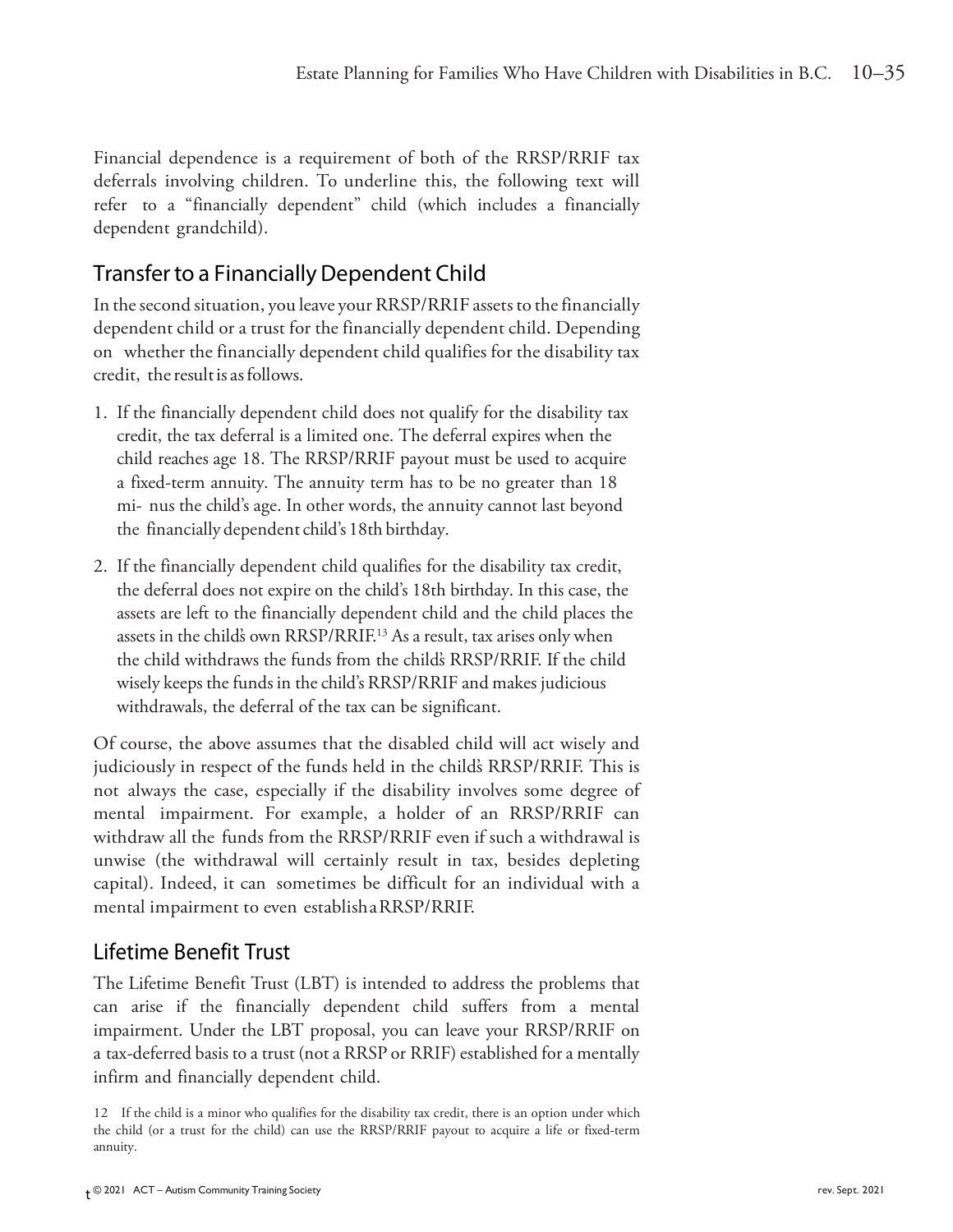Financial dependence is a requirement of both of the RRSP/RRIF tax deferrals involving children. To underline this, the following text will refer to a "financially dependent" child (which includes a financially dependent grandchild).

## Transfer to a Financially Dependent Child

In the second situation, you leave your RRSP/RRIF assets to the financially dependent child or a trust for the financially dependent child. Depending on whether the financially dependent child qualifies for the disability tax credit, the result is as follows.

1. If the financially dependent child does not qualify for the disability tax credit, the tax deferral is a limited one. The deferral expires when the child reaches age 18. The RRSP/RRIF payout must be used to acquire a fixed-term annuity. The annuity term has to be no greater than 18 minus the child's age. In other words, the annuity cannot last beyond the financially dependent child's 18th birthday.
2. If the financially dependent child qualifies for the disability tax credit, the deferral does not expire on the child's 18th birthday. In this case, the assets are left to the financially dependent child and the child places the assets in the child's own RRSP/RRIF.[13] As a result, tax arises only when the child withdraws the funds from the child's RRSP/RRIF. If the child wisely keeps the funds in the child's RRSP/RRIF and makes judicious withdrawals, the deferral of the tax can be significant.

Of course, the above assumes that the disabled child will act wisely and judiciously in respect of the funds held in the child's RRSP/RRIF. This is not always the case, especially if the disability involves some degree of mental impairment. For example, a holder of an RRSP/RRIF can withdraw all the funds from the RRSP/RRIF even if such a withdrawal is unwise (the withdrawal will certainly result in tax, besides depleting capital). Indeed, it can sometimes be difficult for an individual with a mental impairment to even establish a RRSP/RRIF.

## Lifetime Benefit Trust

The Lifetime Benefit Trust (LBT) is intended to address the problems that can arise if the financially dependent child suffers from a mental impairment. Under the LBT proposal, you can leave your RRSP/RRIF on a tax-deferred basis to a trust (not a RRSP or RRIF) established for a mentally infirm and financially dependent child.

12 If the child is a minor who qualifies for the disability tax credit, there is an option under which the child (or a trust for the child) can use the RRSP/RRIF payout to acquire a life or fixed-term annuity.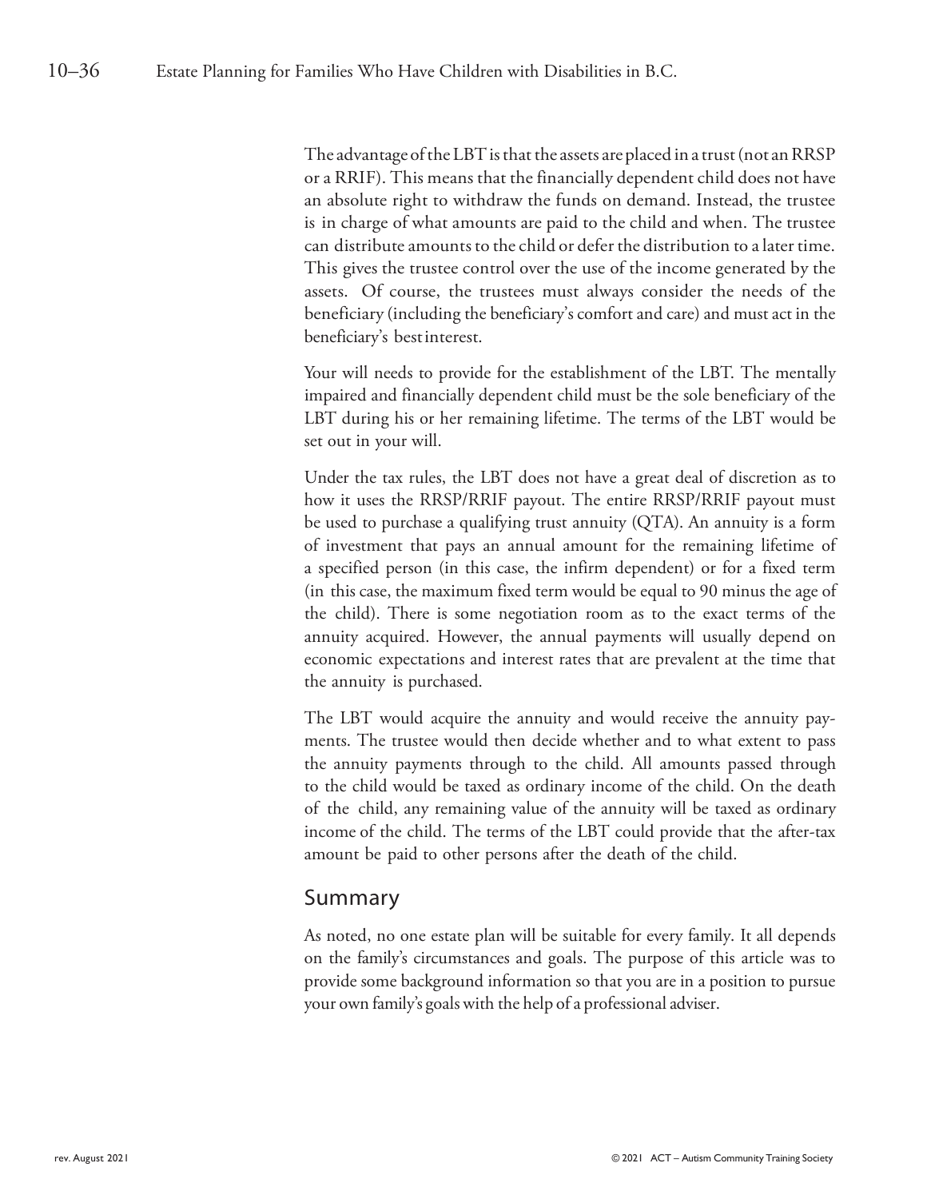The advantage of the LBT is that the assets are placed in a trust (not an RRSP or a RRIF). This means that the financially dependent child does not have an absolute right to withdraw the funds on demand. Instead, the trustee is in charge of what amounts are paid to the child and when. The trustee can distribute amounts to the child or defer the distribution to a later time. This gives the trustee control over the use of the income generated by the assets. Of course, the trustees must always consider the needs of the beneficiary (including the beneficiary's comfort and care) and must act in the beneficiary's best interest.

Your will needs to provide for the establishment of the LBT. The mentally impaired and financially dependent child must be the sole beneficiary of the LBT during his or her remaining lifetime. The terms of the LBT would be set out in your will.

Under the tax rules, the LBT does not have a great deal of discretion as to how it uses the RRSP/RRIF payout. The entire RRSP/RRIF payout must be used to purchase a qualifying trust annuity (QTA). An annuity is a form of investment that pays an annual amount for the remaining lifetime of a specified person (in this case, the infirm dependent) or for a fixed term (in this case, the maximum fixed term would be equal to 90 minus the age of the child). There is some negotiation room as to the exact terms of the annuity acquired. However, the annual payments will usually depend on economic expectations and interest rates that are prevalent at the time that the annuity is purchased.

The LBT would acquire the annuity and would receive the annuity payments. The trustee would then decide whether and to what extent to pass the annuity payments through to the child. All amounts passed through to the child would be taxed as ordinary income of the child. On the death of the child, any remaining value of the annuity will be taxed as ordinary income of the child. The terms of the LBT could provide that the after-tax amount be paid to other persons after the death of the child.

## Summary

As noted, no one estate plan will be suitable for every family. It all depends on the family's circumstances and goals. The purpose of this article was to provide some background information so that you are in a position to pursue your own family's goals with the help of a professional adviser.